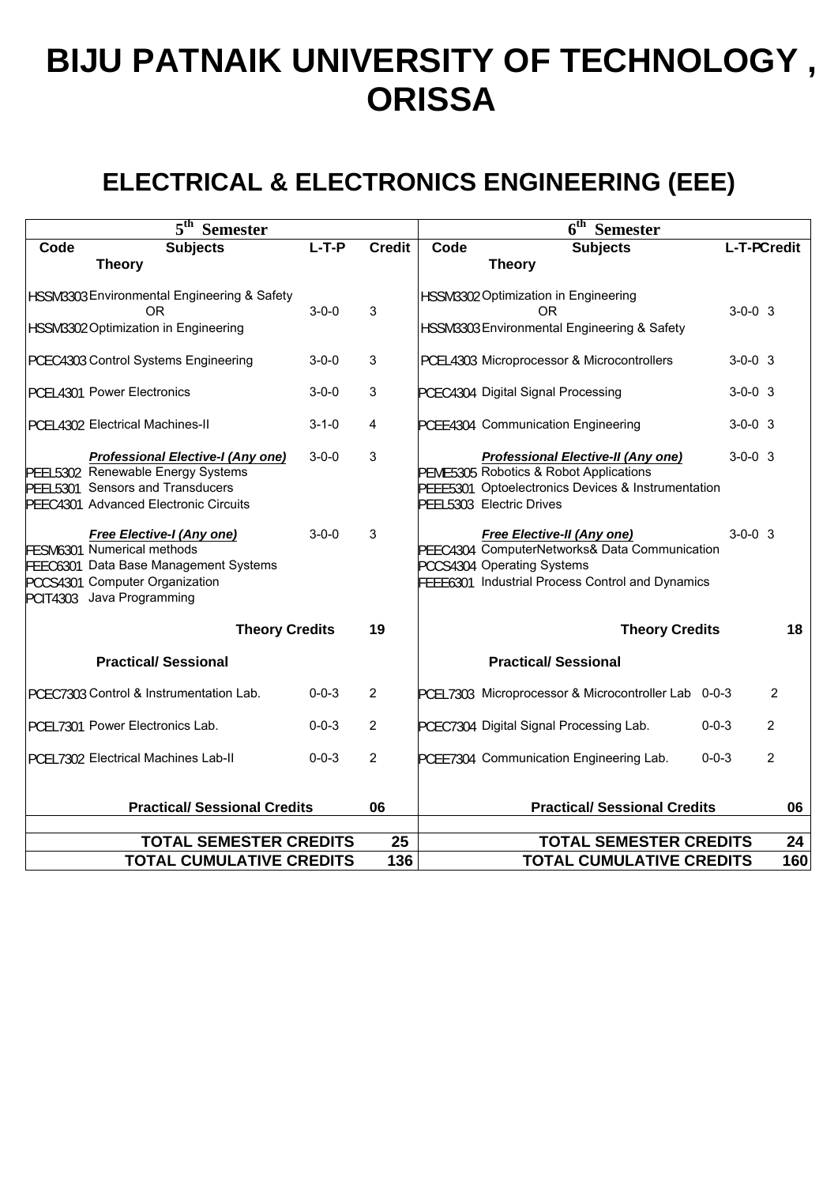# BIJU PATNAIK UNIVERSITY OF TECHNOLOGY , ORISSA

## ELECTRICAL & ELECTRONICS ENGINEERING (EEE)

| 5$^{th}$ Semester | | | | 6$^{th}$ Semester | | | |
|---|---|---|---|---|---|---|---|
| **Code** | **Subjects** | **L-T-P** | **Credit** | **Code** | **Subjects** | **L-T-P** | **Credit** |
| | **Theory** | | | | **Theory** | | |
| HSSM3303 | Environmental Engineering & Safety OR | 3-0-0 | 3 | HSSM3302 | Optimization in Engineering OR | 3-0-0 | 3 |
| HSSM3302 | Optimization in Engineering | | | HSSM3303 | Environmental Engineering & Safety | | |
| PCEC4303 | Control Systems Engineering | 3-0-0 | 3 | PCEL4303 | Microprocessor & Microcontrollers | 3-0-0 | 3 |
| PCEL4301 | Power Electronics | 3-0-0 | 3 | PCEC4304 | Digital Signal Processing | 3-0-0 | 3 |
| PCEL4302 | Electrical Machines-II | 3-1-0 | 4 | PCEE4304 | Communication Engineering | 3-0-0 | 3 |
| | ***Professional Elective-I (Any one)*** | 3-0-0 | 3 | | ***Professional Elective-II (Any one)*** | 3-0-0 | 3 |
| PEEL5302 | Renewable Energy Systems | | | PEME5305 | Robotics & Robot Applications | | |
| PEEL5301 | Sensors and Transducers | | | PEEE5301 | Optoelectronics Devices & Instrumentation | | |
| PEEC4301 | Advanced Electronic Circuits | | | PEEL5303 | Electric Drives | | |
| | ***Free Elective-I (Any one)*** | 3-0-0 | 3 | | ***Free Elective-II (Any one)*** | 3-0-0 | 3 |
| FESM6301 | Numerical methods | | | PEEC4304 | ComputerNetworks& Data Communication | | |
| FEEC6301 | Data Base Management Systems | | | PCCS4304 | Operating Systems | | |
| PCCS4301 | Computer Organization | | | FEEE6301 | Industrial Process Control and Dynamics | | |
| PCIT4303 | Java Programming | | | | | | |
| | **Theory Credits** | | **19** | | **Theory Credits** | | **18** |
| | **Practical/ Sessional** | | | | **Practical/ Sessional** | | |
| PCEC7303 | Control & Instrumentation Lab. | 0-0-3 | 2 | PCEL7303 | Microprocessor & Microcontroller Lab | 0-0-3 | 2 |
| PCEL7301 | Power Electronics Lab. | 0-0-3 | 2 | PCEC7304 | Digital Signal Processing Lab. | 0-0-3 | 2 |
| PCEL7302 | Electrical Machines Lab-II | 0-0-3 | 2 | PCEE7304 | Communication Engineering Lab. | 0-0-3 | 2 |
| | **Practical/ Sessional Credits** | | **06** | | **Practical/ Sessional Credits** | | **06** |
| | **TOTAL SEMESTER CREDITS** | | **25** | | **TOTAL SEMESTER CREDITS** | | **24** |
| | **TOTAL CUMULATIVE CREDITS** | | **136** | | **TOTAL CUMULATIVE CREDITS** | | **160** |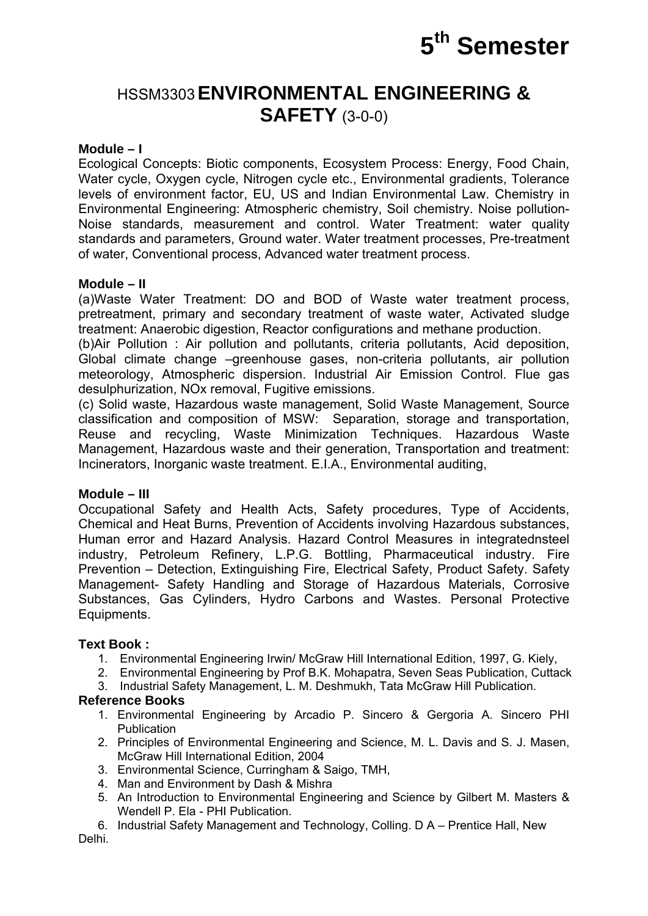# 5th Semester

## HSSM3303 ENVIRONMENTAL ENGINEERING & SAFETY (3-0-0)

**Module – I**

Ecological Concepts: Biotic components, Ecosystem Process: Energy, Food Chain, Water cycle, Oxygen cycle, Nitrogen cycle etc., Environmental gradients, Tolerance levels of environment factor, EU, US and Indian Environmental Law. Chemistry in Environmental Engineering: Atmospheric chemistry, Soil chemistry. Noise pollution- Noise standards, measurement and control. Water Treatment: water quality standards and parameters, Ground water. Water treatment processes, Pre-treatment of water, Conventional process, Advanced water treatment process.

**Module – II**

(a)Waste Water Treatment: DO and BOD of Waste water treatment process, pretreatment, primary and secondary treatment of waste water, Activated sludge treatment: Anaerobic digestion, Reactor configurations and methane production.

(b)Air Pollution : Air pollution and pollutants, criteria pollutants, Acid deposition, Global climate change –greenhouse gases, non-criteria pollutants, air pollution meteorology, Atmospheric dispersion. Industrial Air Emission Control. Flue gas desulphurization, NOx removal, Fugitive emissions.

(c) Solid waste, Hazardous waste management, Solid Waste Management, Source classification and composition of MSW: Separation, storage and transportation, Reuse and recycling, Waste Minimization Techniques. Hazardous Waste Management, Hazardous waste and their generation, Transportation and treatment: Incinerators, Inorganic waste treatment. E.I.A., Environmental auditing,

**Module – III**

Occupational Safety and Health Acts, Safety procedures, Type of Accidents, Chemical and Heat Burns, Prevention of Accidents involving Hazardous substances, Human error and Hazard Analysis. Hazard Control Measures in integratednsteel industry, Petroleum Refinery, L.P.G. Bottling, Pharmaceutical industry. Fire Prevention – Detection, Extinguishing Fire, Electrical Safety, Product Safety. Safety Management- Safety Handling and Storage of Hazardous Materials, Corrosive Substances, Gas Cylinders, Hydro Carbons and Wastes. Personal Protective Equipments.

**Text Book :**

1. Environmental Engineering Irwin/ McGraw Hill International Edition, 1997, G. Kiely,
2. Environmental Engineering by Prof B.K. Mohapatra, Seven Seas Publication, Cuttack
3. Industrial Safety Management, L. M. Deshmukh, Tata McGraw Hill Publication.

**Reference Books**

1. Environmental Engineering by Arcadio P. Sincero & Gergoria A. Sincero PHI Publication
2. Principles of Environmental Engineering and Science, M. L. Davis and S. J. Masen, McGraw Hill International Edition, 2004
3. Environmental Science, Curringham & Saigo, TMH,
4. Man and Environment by Dash & Mishra
5. An Introduction to Environmental Engineering and Science by Gilbert M. Masters & Wendell P. Ela - PHI Publication.
6. Industrial Safety Management and Technology, Colling. D A – Prentice Hall, New Delhi.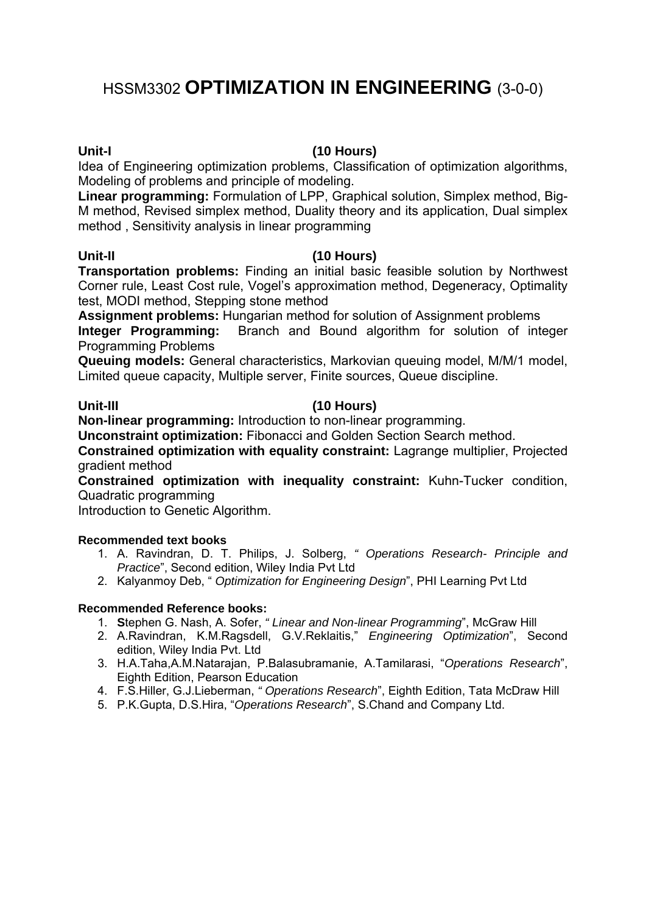# HSSM3302 **OPTIMIZATION IN ENGINEERING** (3-0-0)

**Unit-I (10 Hours)**

Idea of Engineering optimization problems, Classification of optimization algorithms, Modeling of problems and principle of modeling.

**Linear programming:** Formulation of LPP, Graphical solution, Simplex method, Big-M method, Revised simplex method, Duality theory and its application, Dual simplex method , Sensitivity analysis in linear programming

**Unit-II (10 Hours)**

**Transportation problems:** Finding an initial basic feasible solution by Northwest Corner rule, Least Cost rule, Vogel's approximation method, Degeneracy, Optimality test, MODI method, Stepping stone method

**Assignment problems:** Hungarian method for solution of Assignment problems

**Integer Programming:** Branch and Bound algorithm for solution of integer Programming Problems

**Queuing models:** General characteristics, Markovian queuing model, M/M/1 model, Limited queue capacity, Multiple server, Finite sources, Queue discipline.

**Unit-III (10 Hours)**

**Non-linear programming:** Introduction to non-linear programming.

**Unconstraint optimization:** Fibonacci and Golden Section Search method.

**Constrained optimization with equality constraint:** Lagrange multiplier, Projected gradient method

**Constrained optimization with inequality constraint:** Kuhn-Tucker condition, Quadratic programming

Introduction to Genetic Algorithm.

**Recommended text books**

1. A. Ravindran, D. T. Philips, J. Solberg, *" Operations Research- Principle and Practice*", Second edition, Wiley India Pvt Ltd
2. Kalyanmoy Deb, " *Optimization for Engineering Design*", PHI Learning Pvt Ltd

**Recommended Reference books:**

1. **S**tephen G. Nash, A. Sofer, *" Linear and Non-linear Programming*", McGraw Hill
2. A.Ravindran, K.M.Ragsdell, G.V.Reklaitis," *Engineering Optimization*", Second edition, Wiley India Pvt. Ltd
3. H.A.Taha,A.M.Natarajan, P.Balasubramanie, A.Tamilarasi, "*Operations Research*", Eighth Edition, Pearson Education
4. F.S.Hiller, G.J.Lieberman, *" Operations Research*", Eighth Edition, Tata McDraw Hill
5. P.K.Gupta, D.S.Hira, "*Operations Research*", S.Chand and Company Ltd.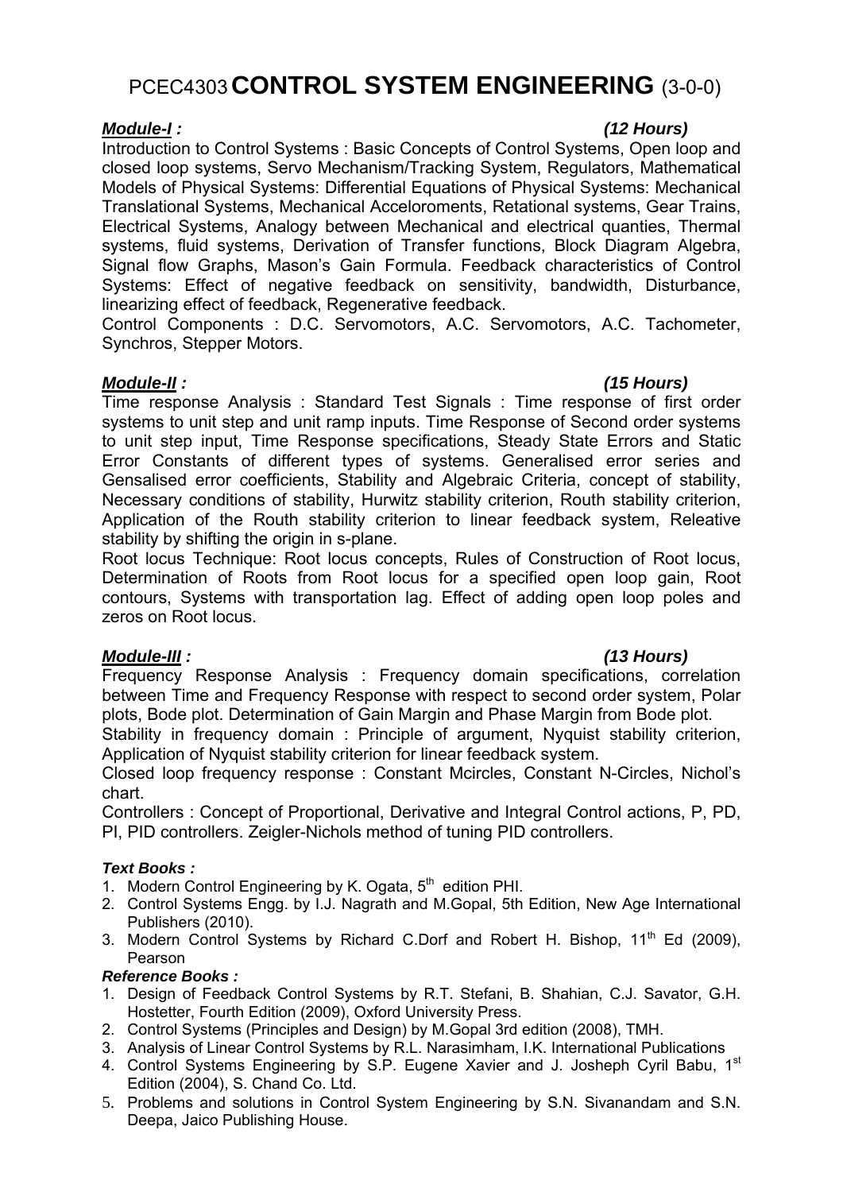# PCEC4303 **CONTROL SYSTEM ENGINEERING** (3-0-0)

***Module-I :*** ***(12 Hours)***

Introduction to Control Systems : Basic Concepts of Control Systems, Open loop and closed loop systems, Servo Mechanism/Tracking System, Regulators, Mathematical Models of Physical Systems: Differential Equations of Physical Systems: Mechanical Translational Systems, Mechanical Acceleroments, Retational systems, Gear Trains, Electrical Systems, Analogy between Mechanical and electrical quanties, Thermal systems, fluid systems, Derivation of Transfer functions, Block Diagram Algebra, Signal flow Graphs, Mason's Gain Formula. Feedback characteristics of Control Systems: Effect of negative feedback on sensitivity, bandwidth, Disturbance, linearizing effect of feedback, Regenerative feedback.

Control Components : D.C. Servomotors, A.C. Servomotors, A.C. Tachometer, Synchros, Stepper Motors.

***Module-II :*** ***(15 Hours)***

Time response Analysis : Standard Test Signals : Time response of first order systems to unit step and unit ramp inputs. Time Response of Second order systems to unit step input, Time Response specifications, Steady State Errors and Static Error Constants of different types of systems. Generalised error series and Gensalised error coefficients, Stability and Algebraic Criteria, concept of stability, Necessary conditions of stability, Hurwitz stability criterion, Routh stability criterion, Application of the Routh stability criterion to linear feedback system, Releative stability by shifting the origin in s-plane.

Root locus Technique: Root locus concepts, Rules of Construction of Root locus, Determination of Roots from Root locus for a specified open loop gain, Root contours, Systems with transportation lag. Effect of adding open loop poles and zeros on Root locus.

***Module-III :*** ***(13 Hours)***

Frequency Response Analysis : Frequency domain specifications, correlation between Time and Frequency Response with respect to second order system, Polar plots, Bode plot. Determination of Gain Margin and Phase Margin from Bode plot.

Stability in frequency domain : Principle of argument, Nyquist stability criterion, Application of Nyquist stability criterion for linear feedback system.

Closed loop frequency response : Constant Mcircles, Constant N-Circles, Nichol's chart.

Controllers : Concept of Proportional, Derivative and Integral Control actions, P, PD, PI, PID controllers. Zeigler-Nichols method of tuning PID controllers.

***Text Books :***

1. Modern Control Engineering by K. Ogata, 5th edition PHI.
2. Control Systems Engg. by I.J. Nagrath and M.Gopal, 5th Edition, New Age International Publishers (2010).
3. Modern Control Systems by Richard C.Dorf and Robert H. Bishop, 11th Ed (2009), Pearson

***Reference Books :***

1. Design of Feedback Control Systems by R.T. Stefani, B. Shahian, C.J. Savator, G.H. Hostetter, Fourth Edition (2009), Oxford University Press.
2. Control Systems (Principles and Design) by M.Gopal 3rd edition (2008), TMH.
3. Analysis of Linear Control Systems by R.L. Narasimham, I.K. International Publications
4. Control Systems Engineering by S.P. Eugene Xavier and J. Josheph Cyril Babu, 1st Edition (2004), S. Chand Co. Ltd.
5. Problems and solutions in Control System Engineering by S.N. Sivanandam and S.N. Deepa, Jaico Publishing House.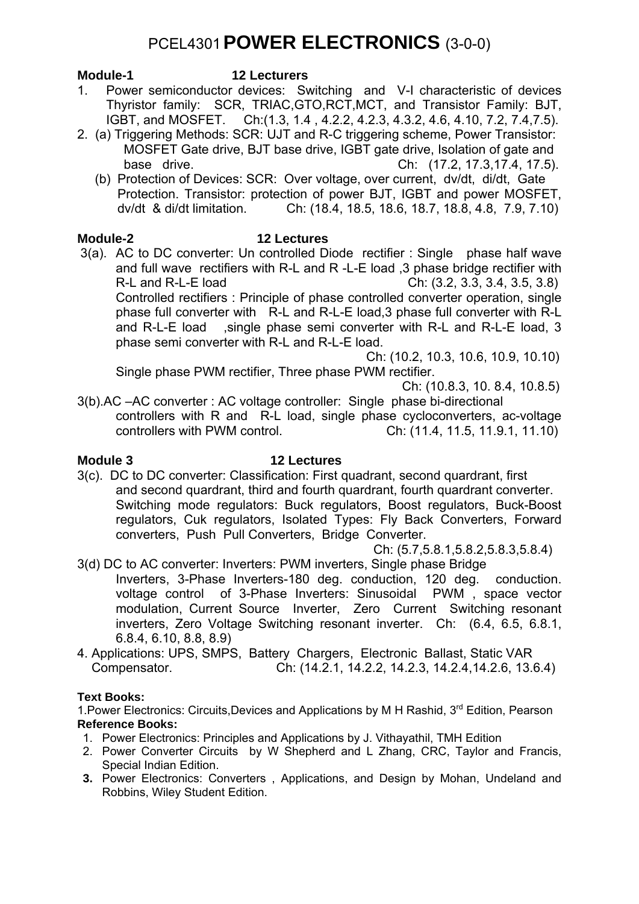# PCEL4301 **POWER ELECTRONICS** (3-0-0)

**Module-1 12 Lecturers**

1. Power semiconductor devices: Switching and V-I characteristic of devices Thyristor family: SCR, TRIAC,GTO,RCT,MCT, and Transistor Family: BJT, IGBT, and MOSFET. Ch:(1.3, 1.4 , 4.2.2, 4.2.3, 4.3.2, 4.6, 4.10, 7.2, 7.4,7.5).
2. (a) Triggering Methods: SCR: UJT and R-C triggering scheme, Power Transistor: MOSFET Gate drive, BJT base drive, IGBT gate drive, Isolation of gate and base drive. Ch: (17.2, 17.3,17.4, 17.5).

   (b) Protection of Devices: SCR: Over voltage, over current, dv/dt, di/dt, Gate Protection. Transistor: protection of power BJT, IGBT and power MOSFET, dv/dt & di/dt limitation. Ch: (18.4, 18.5, 18.6, 18.7, 18.8, 4.8, 7.9, 7.10)

**Module-2 12 Lectures**

3(a). AC to DC converter: Un controlled Diode rectifier : Single phase half wave and full wave rectifiers with R-L and R -L-E load ,3 phase bridge rectifier with R-L and R-L-E load Ch: (3.2, 3.3, 3.4, 3.5, 3.8)

Controlled rectifiers : Principle of phase controlled converter operation, single phase full converter with R-L and R-L-E load,3 phase full converter with R-L and R-L-E load ,single phase semi converter with R-L and R-L-E load, 3 phase semi converter with R-L and R-L-E load.

Ch: (10.2, 10.3, 10.6, 10.9, 10.10)

Single phase PWM rectifier, Three phase PWM rectifier.

Ch: (10.8.3, 10. 8.4, 10.8.5)

3(b).AC –AC converter : AC voltage controller: Single phase bi-directional controllers with R and R-L load, single phase cycloconverters, ac-voltage controllers with PWM control. Ch: (11.4, 11.5, 11.9.1, 11.10)

**Module 3 12 Lectures**

3(c). DC to DC converter: Classification: First quadrant, second quardrant, first and second quardrant, third and fourth quardrant, fourth quardrant converter. Switching mode regulators: Buck regulators, Boost regulators, Buck-Boost regulators, Cuk regulators, Isolated Types: Fly Back Converters, Forward converters, Push Pull Converters, Bridge Converter.

Ch: (5.7,5.8.1,5.8.2,5.8.3,5.8.4)

3(d) DC to AC converter: Inverters: PWM inverters, Single phase Bridge Inverters, 3-Phase Inverters-180 deg. conduction, 120 deg. conduction. voltage control of 3-Phase Inverters: Sinusoidal PWM , space vector modulation, Current Source Inverter, Zero Current Switching resonant inverters, Zero Voltage Switching resonant inverter. Ch: (6.4, 6.5, 6.8.1, 6.8.4, 6.10, 8.8, 8.9)

4. Applications: UPS, SMPS, Battery Chargers, Electronic Ballast, Static VAR Compensator. Ch: (14.2.1, 14.2.2, 14.2.3, 14.2.4,14.2.6, 13.6.4)

**Text Books:**

1.Power Electronics: Circuits,Devices and Applications by M H Rashid, 3rd Edition, Pearson

**Reference Books:**

1. Power Electronics: Principles and Applications by J. Vithayathil, TMH Edition
2. Power Converter Circuits by W Shepherd and L Zhang, CRC, Taylor and Francis, Special Indian Edition.
3. Power Electronics: Converters , Applications, and Design by Mohan, Undeland and Robbins, Wiley Student Edition.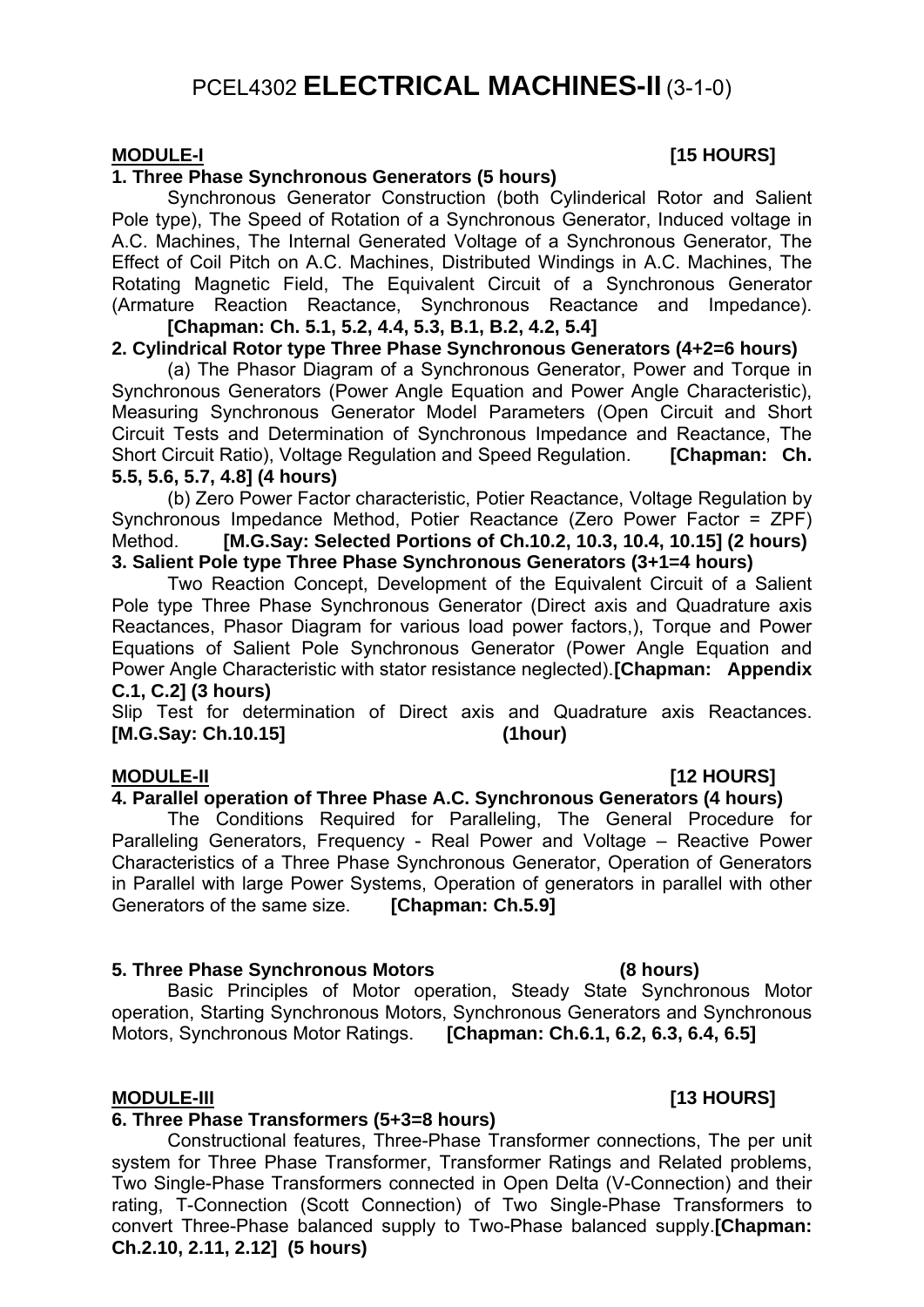# PCEL4302 **ELECTRICAL MACHINES-II** (3-1-0)

**MODULE-I** **[15 HOURS]**

**1. Three Phase Synchronous Generators (5 hours)**

Synchronous Generator Construction (both Cylinderical Rotor and Salient Pole type), The Speed of Rotation of a Synchronous Generator, Induced voltage in A.C. Machines, The Internal Generated Voltage of a Synchronous Generator, The Effect of Coil Pitch on A.C. Machines, Distributed Windings in A.C. Machines, The Rotating Magnetic Field, The Equivalent Circuit of a Synchronous Generator (Armature Reaction Reactance, Synchronous Reactance and Impedance). **[Chapman: Ch. 5.1, 5.2, 4.4, 5.3, B.1, B.2, 4.2, 5.4]**

**2. Cylindrical Rotor type Three Phase Synchronous Generators (4+2=6 hours)**

(a) The Phasor Diagram of a Synchronous Generator, Power and Torque in Synchronous Generators (Power Angle Equation and Power Angle Characteristic), Measuring Synchronous Generator Model Parameters (Open Circuit and Short Circuit Tests and Determination of Synchronous Impedance and Reactance, The Short Circuit Ratio), Voltage Regulation and Speed Regulation. **[Chapman: Ch. 5.5, 5.6, 5.7, 4.8] (4 hours)**

(b) Zero Power Factor characteristic, Potier Reactance, Voltage Regulation by Synchronous Impedance Method, Potier Reactance (Zero Power Factor = ZPF) Method. **[M.G.Say: Selected Portions of Ch.10.2, 10.3, 10.4, 10.15] (2 hours)**

**3. Salient Pole type Three Phase Synchronous Generators (3+1=4 hours)**

Two Reaction Concept, Development of the Equivalent Circuit of a Salient Pole type Three Phase Synchronous Generator (Direct axis and Quadrature axis Reactances, Phasor Diagram for various load power factors,), Torque and Power Equations of Salient Pole Synchronous Generator (Power Angle Equation and Power Angle Characteristic with stator resistance neglected).**[Chapman: Appendix C.1, C.2] (3 hours)**

Slip Test for determination of Direct axis and Quadrature axis Reactances. **[M.G.Say: Ch.10.15]** **(1hour)**

**MODULE-II** **[12 HOURS]**

**4. Parallel operation of Three Phase A.C. Synchronous Generators (4 hours)**

The Conditions Required for Paralleling, The General Procedure for Paralleling Generators, Frequency - Real Power and Voltage – Reactive Power Characteristics of a Three Phase Synchronous Generator, Operation of Generators in Parallel with large Power Systems, Operation of generators in parallel with other Generators of the same size. **[Chapman: Ch.5.9]**

**5. Three Phase Synchronous Motors** **(8 hours)**

Basic Principles of Motor operation, Steady State Synchronous Motor operation, Starting Synchronous Motors, Synchronous Generators and Synchronous Motors, Synchronous Motor Ratings. **[Chapman: Ch.6.1, 6.2, 6.3, 6.4, 6.5]**

**MODULE-III** **[13 HOURS]**

**6. Three Phase Transformers (5+3=8 hours)**

Constructional features, Three-Phase Transformer connections, The per unit system for Three Phase Transformer, Transformer Ratings and Related problems, Two Single-Phase Transformers connected in Open Delta (V-Connection) and their rating, T-Connection (Scott Connection) of Two Single-Phase Transformers to convert Three-Phase balanced supply to Two-Phase balanced supply.**[Chapman: Ch.2.10, 2.11, 2.12] (5 hours)**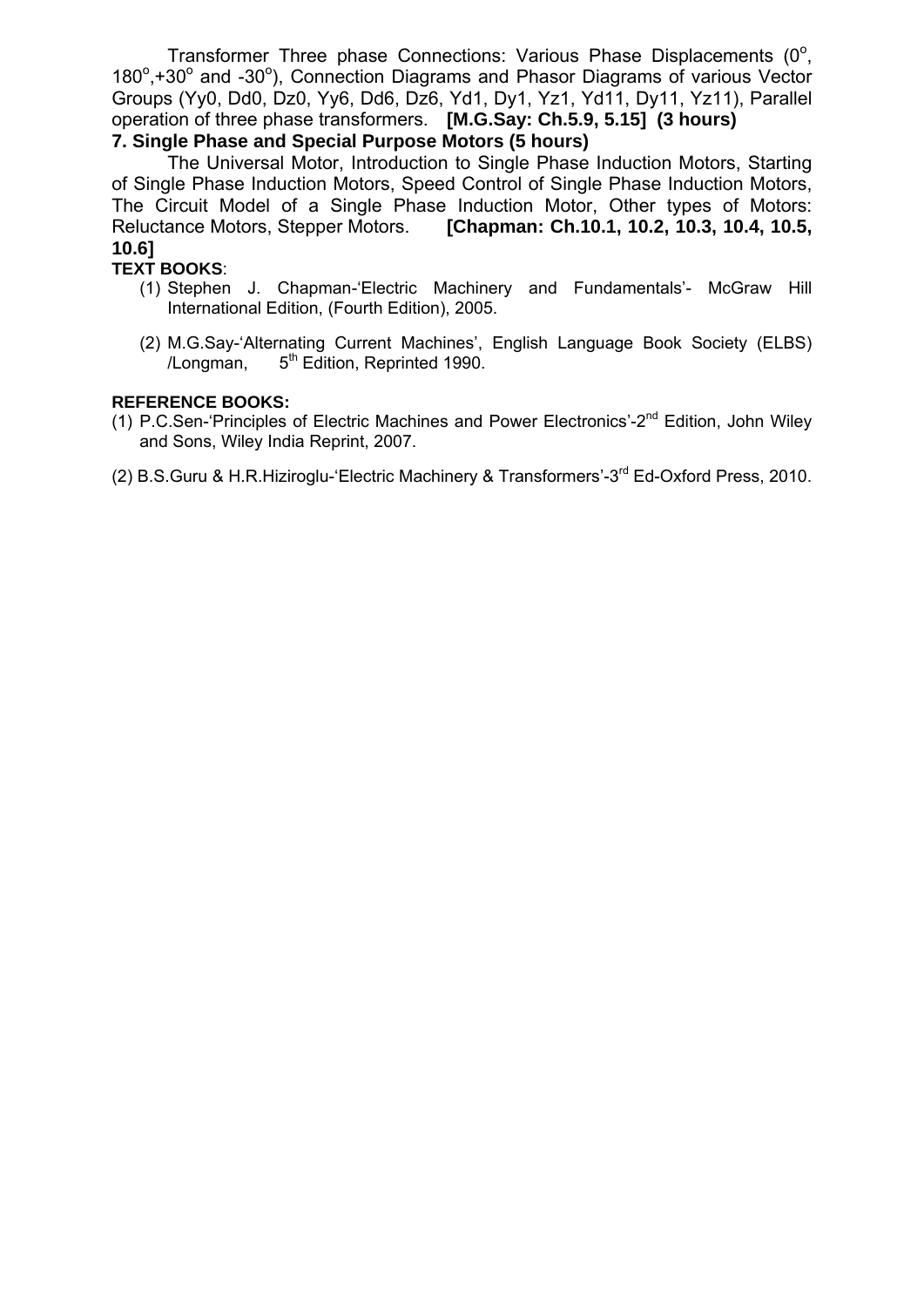Transformer Three phase Connections: Various Phase Displacements ($0^o$, $180^o$, $+30^o$ and $-30^o$), Connection Diagrams and Phasor Diagrams of various Vector Groups (Yy0, Dd0, Dz0, Yy6, Dd6, Dz6, Yd1, Dy1, Yz1, Yd11, Dy11, Yz11), Parallel operation of three phase transformers. **[M.G.Say: Ch.5.9, 5.15] (3 hours)**

### 7. Single Phase and Special Purpose Motors (5 hours)

The Universal Motor, Introduction to Single Phase Induction Motors, Starting of Single Phase Induction Motors, Speed Control of Single Phase Induction Motors, The Circuit Model of a Single Phase Induction Motor, Other types of Motors: Reluctance Motors, Stepper Motors. **[Chapman: Ch.10.1, 10.2, 10.3, 10.4, 10.5, 10.6]**

**TEXT BOOKS**:

(1) Stephen J. Chapman-'Electric Machinery and Fundamentals'- McGraw Hill International Edition, (Fourth Edition), 2005.

(2) M.G.Say-'Alternating Current Machines', English Language Book Society (ELBS) /Longman, 5th Edition, Reprinted 1990.

**REFERENCE BOOKS:**

(1) P.C.Sen-'Principles of Electric Machines and Power Electronics'-2nd Edition, John Wiley and Sons, Wiley India Reprint, 2007.

(2) B.S.Guru & H.R.Hiziroglu-'Electric Machinery & Transformers'-3rd Ed-Oxford Press, 2010.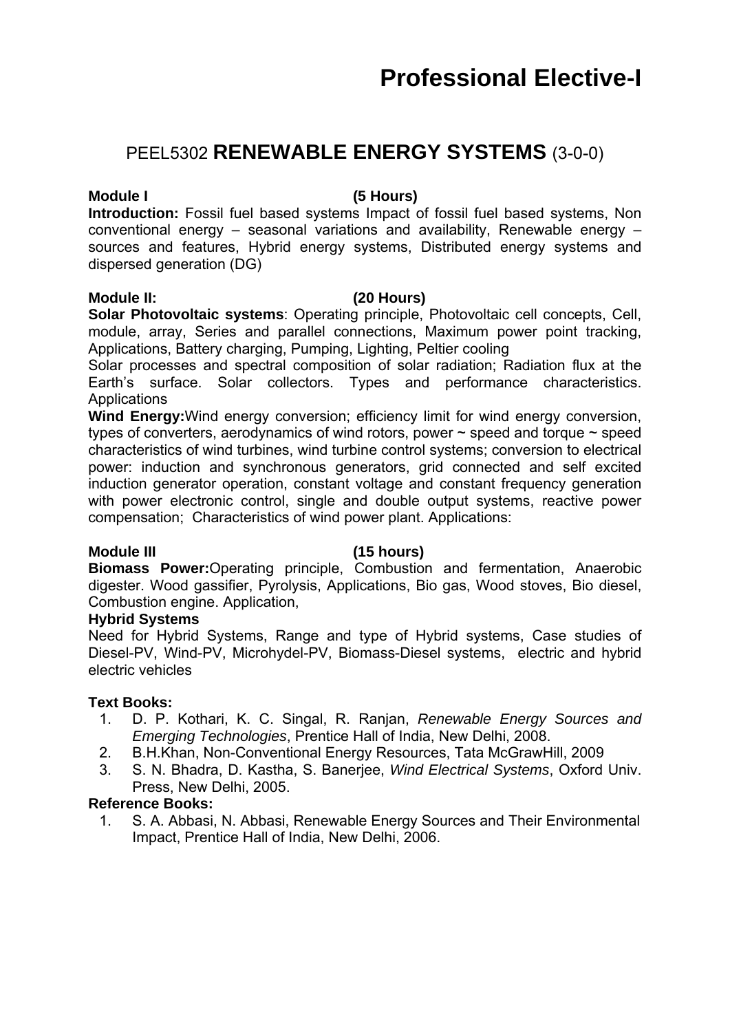# Professional Elective-I

## PEEL5302 **RENEWABLE ENERGY SYSTEMS** (3-0-0)

**Module I** **(5 Hours)**

**Introduction:** Fossil fuel based systems Impact of fossil fuel based systems, Non conventional energy – seasonal variations and availability, Renewable energy – sources and features, Hybrid energy systems, Distributed energy systems and dispersed generation (DG)

**Module II:** **(20 Hours)**

**Solar Photovoltaic systems**: Operating principle, Photovoltaic cell concepts, Cell, module, array, Series and parallel connections, Maximum power point tracking, Applications, Battery charging, Pumping, Lighting, Peltier cooling

Solar processes and spectral composition of solar radiation; Radiation flux at the Earth's surface. Solar collectors. Types and performance characteristics. Applications

**Wind Energy:**Wind energy conversion; efficiency limit for wind energy conversion, types of converters, aerodynamics of wind rotors, power ~ speed and torque ~ speed characteristics of wind turbines, wind turbine control systems; conversion to electrical power: induction and synchronous generators, grid connected and self excited induction generator operation, constant voltage and constant frequency generation with power electronic control, single and double output systems, reactive power compensation; Characteristics of wind power plant. Applications:

**Module III** **(15 hours)**

**Biomass Power:**Operating principle, Combustion and fermentation, Anaerobic digester. Wood gassifier, Pyrolysis, Applications, Bio gas, Wood stoves, Bio diesel, Combustion engine. Application,

**Hybrid Systems**

Need for Hybrid Systems, Range and type of Hybrid systems, Case studies of Diesel-PV, Wind-PV, Microhydel-PV, Biomass-Diesel systems, electric and hybrid electric vehicles

**Text Books:**

1. D. P. Kothari, K. C. Singal, R. Ranjan, *Renewable Energy Sources and Emerging Technologies*, Prentice Hall of India, New Delhi, 2008.
2. B.H.Khan, Non-Conventional Energy Resources, Tata McGrawHill, 2009
3. S. N. Bhadra, D. Kastha, S. Banerjee, *Wind Electrical Systems*, Oxford Univ. Press, New Delhi, 2005.

**Reference Books:**

1. S. A. Abbasi, N. Abbasi, Renewable Energy Sources and Their Environmental Impact, Prentice Hall of India, New Delhi, 2006.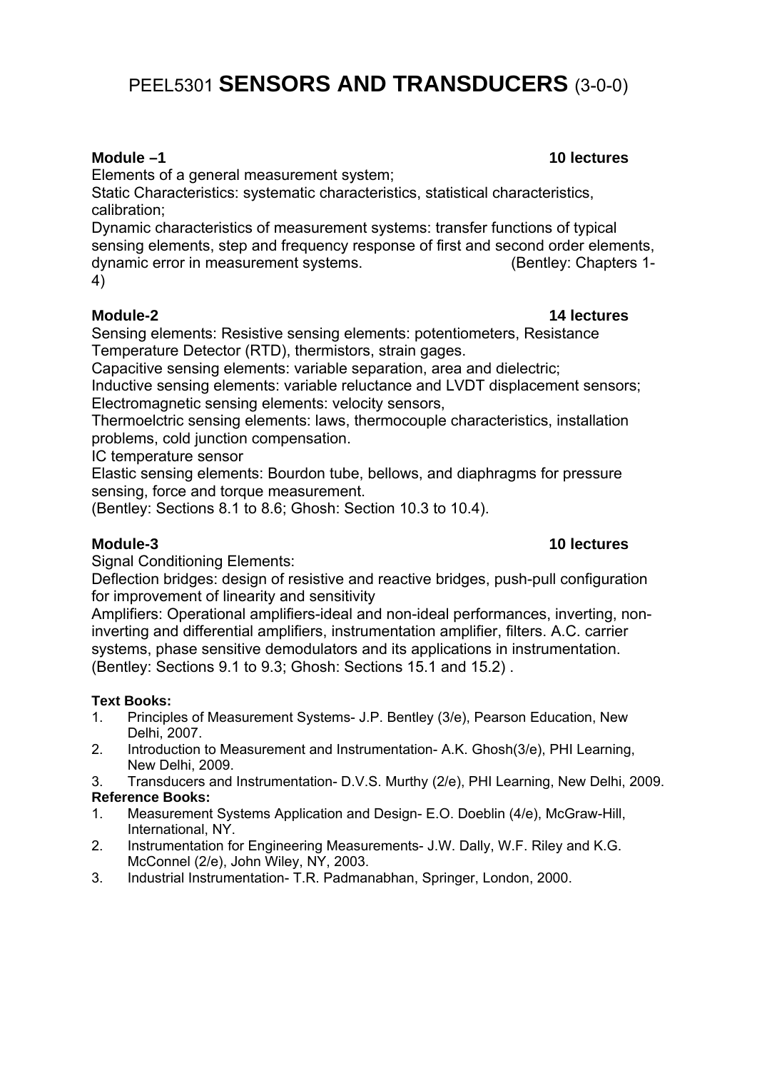# PEEL5301 **SENSORS AND TRANSDUCERS** (3-0-0)

**Module –1** **10 lectures**

Elements of a general measurement system;
Static Characteristics: systematic characteristics, statistical characteristics, calibration;
Dynamic characteristics of measurement systems: transfer functions of typical sensing elements, step and frequency response of first and second order elements, dynamic error in measurement systems. (Bentley: Chapters 1-4)

**Module-2** **14 lectures**

Sensing elements: Resistive sensing elements: potentiometers, Resistance Temperature Detector (RTD), thermistors, strain gages.
Capacitive sensing elements: variable separation, area and dielectric;
Inductive sensing elements: variable reluctance and LVDT displacement sensors;
Electromagnetic sensing elements: velocity sensors,
Thermoelctric sensing elements: laws, thermocouple characteristics, installation problems, cold junction compensation.
IC temperature sensor
Elastic sensing elements: Bourdon tube, bellows, and diaphragms for pressure sensing, force and torque measurement.
(Bentley: Sections 8.1 to 8.6; Ghosh: Section 10.3 to 10.4).

**Module-3** **10 lectures**

Signal Conditioning Elements:
Deflection bridges: design of resistive and reactive bridges, push-pull configuration for improvement of linearity and sensitivity
Amplifiers: Operational amplifiers-ideal and non-ideal performances, inverting, non-inverting and differential amplifiers, instrumentation amplifier, filters. A.C. carrier systems, phase sensitive demodulators and its applications in instrumentation.
(Bentley: Sections 9.1 to 9.3; Ghosh: Sections 15.1 and 15.2) .

**Text Books:**

1. Principles of Measurement Systems- J.P. Bentley (3/e), Pearson Education, New Delhi, 2007.
2. Introduction to Measurement and Instrumentation- A.K. Ghosh(3/e), PHI Learning, New Delhi, 2009.
3. Transducers and Instrumentation- D.V.S. Murthy (2/e), PHI Learning, New Delhi, 2009.

**Reference Books:**

1. Measurement Systems Application and Design- E.O. Doeblin (4/e), McGraw-Hill, International, NY.
2. Instrumentation for Engineering Measurements- J.W. Dally, W.F. Riley and K.G. McConnel (2/e), John Wiley, NY, 2003.
3. Industrial Instrumentation- T.R. Padmanabhan, Springer, London, 2000.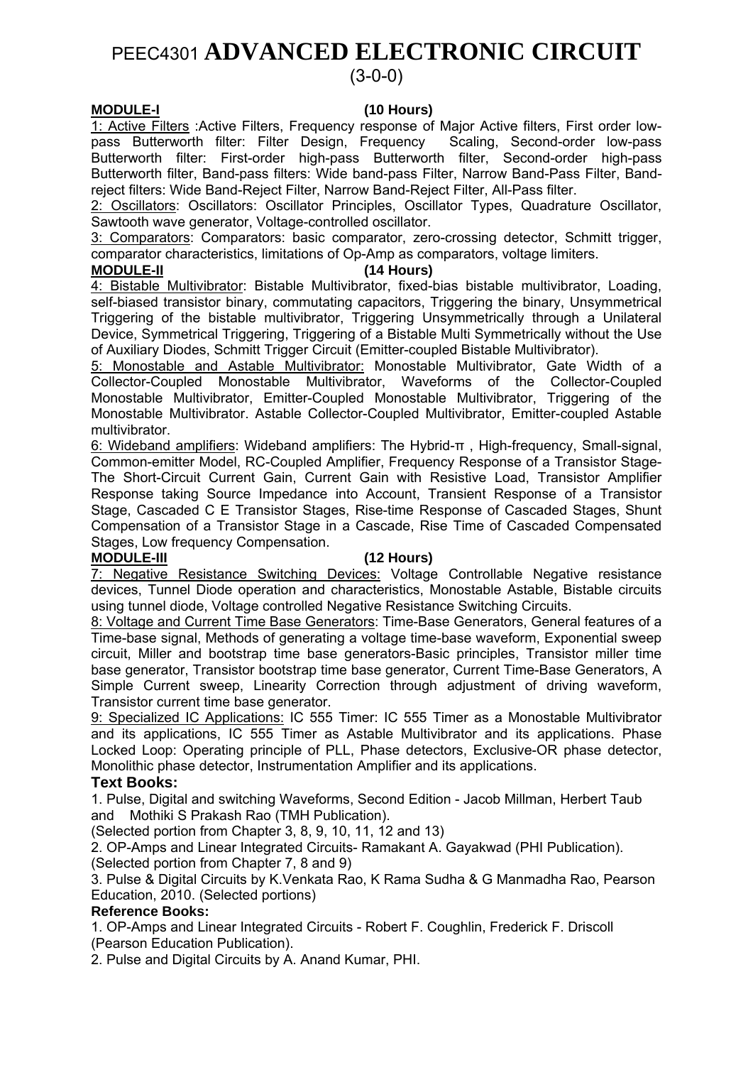# PEEC4301 ADVANCED ELECTRONIC CIRCUIT

(3-0-0)

**MODULE-I** **(10 Hours)**

1: Active Filters :Active Filters, Frequency response of Major Active filters, First order low-pass Butterworth filter: Filter Design, Frequency Scaling, Second-order low-pass Butterworth filter: First-order high-pass Butterworth filter, Second-order high-pass Butterworth filter, Band-pass filters: Wide band-pass Filter, Narrow Band-Pass Filter, Band-reject filters: Wide Band-Reject Filter, Narrow Band-Reject Filter, All-Pass filter.

2: Oscillators: Oscillators: Oscillator Principles, Oscillator Types, Quadrature Oscillator, Sawtooth wave generator, Voltage-controlled oscillator.

3: Comparators: Comparators: basic comparator, zero-crossing detector, Schmitt trigger, comparator characteristics, limitations of Op-Amp as comparators, voltage limiters.

**MODULE-II** **(14 Hours)**

4: Bistable Multivibrator: Bistable Multivibrator, fixed-bias bistable multivibrator, Loading, self-biased transistor binary, commutating capacitors, Triggering the binary, Unsymmetrical Triggering of the bistable multivibrator, Triggering Unsymmetrically through a Unilateral Device, Symmetrical Triggering, Triggering of a Bistable Multi Symmetrically without the Use of Auxiliary Diodes, Schmitt Trigger Circuit (Emitter-coupled Bistable Multivibrator).

5: Monostable and Astable Multivibrator: Monostable Multivibrator, Gate Width of a Collector-Coupled Monostable Multivibrator, Waveforms of the Collector-Coupled Monostable Multivibrator, Emitter-Coupled Monostable Multivibrator, Triggering of the Monostable Multivibrator. Astable Collector-Coupled Multivibrator, Emitter-coupled Astable multivibrator.

6: Wideband amplifiers: Wideband amplifiers: The Hybrid-π , High-frequency, Small-signal, Common-emitter Model, RC-Coupled Amplifier, Frequency Response of a Transistor Stage-The Short-Circuit Current Gain, Current Gain with Resistive Load, Transistor Amplifier Response taking Source Impedance into Account, Transient Response of a Transistor Stage, Cascaded C E Transistor Stages, Rise-time Response of Cascaded Stages, Shunt Compensation of a Transistor Stage in a Cascade, Rise Time of Cascaded Compensated Stages, Low frequency Compensation.

**MODULE-III** **(12 Hours)**

7: Negative Resistance Switching Devices: Voltage Controllable Negative resistance devices, Tunnel Diode operation and characteristics, Monostable Astable, Bistable circuits using tunnel diode, Voltage controlled Negative Resistance Switching Circuits.

8: Voltage and Current Time Base Generators: Time-Base Generators, General features of a Time-base signal, Methods of generating a voltage time-base waveform, Exponential sweep circuit, Miller and bootstrap time base generators-Basic principles, Transistor miller time base generator, Transistor bootstrap time base generator, Current Time-Base Generators, A Simple Current sweep, Linearity Correction through adjustment of driving waveform, Transistor current time base generator.

9: Specialized IC Applications: IC 555 Timer: IC 555 Timer as a Monostable Multivibrator and its applications, IC 555 Timer as Astable Multivibrator and its applications. Phase Locked Loop: Operating principle of PLL, Phase detectors, Exclusive-OR phase detector, Monolithic phase detector, Instrumentation Amplifier and its applications.

**Text Books:**

1. Pulse, Digital and switching Waveforms, Second Edition - Jacob Millman, Herbert Taub and Mothiki S Prakash Rao (TMH Publication).
(Selected portion from Chapter 3, 8, 9, 10, 11, 12 and 13)
2. OP-Amps and Linear Integrated Circuits- Ramakant A. Gayakwad (PHI Publication).
(Selected portion from Chapter 7, 8 and 9)
3. Pulse & Digital Circuits by K.Venkata Rao, K Rama Sudha & G Manmadha Rao, Pearson Education, 2010. (Selected portions)

**Reference Books:**

1. OP-Amps and Linear Integrated Circuits - Robert F. Coughlin, Frederick F. Driscoll (Pearson Education Publication).
2. Pulse and Digital Circuits by A. Anand Kumar, PHI.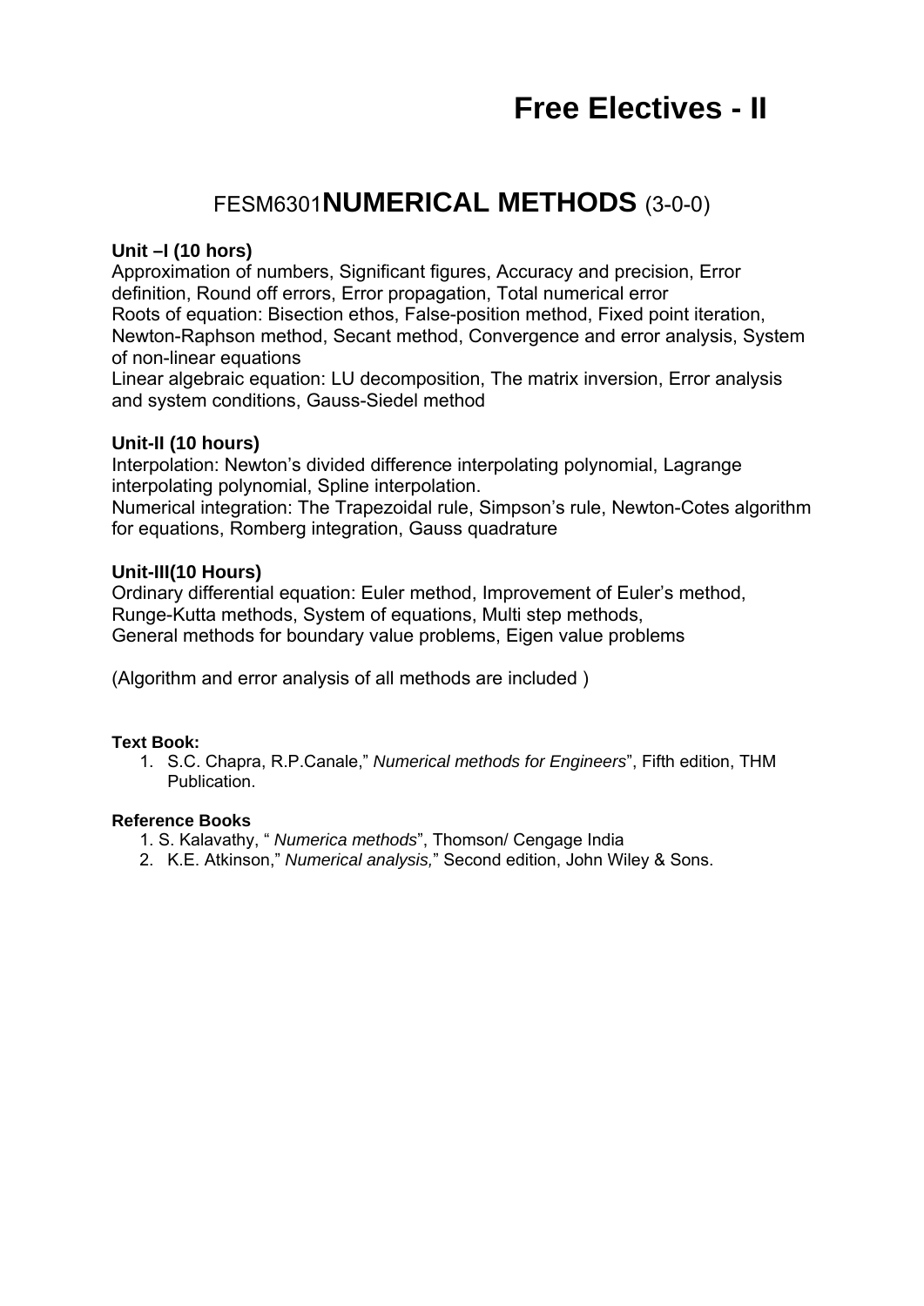# Free Electives - II

## FESM6301 NUMERICAL METHODS (3-0-0)

**Unit –I (10 hors)**

Approximation of numbers, Significant figures, Accuracy and precision, Error definition, Round off errors, Error propagation, Total numerical error

Roots of equation: Bisection ethos, False-position method, Fixed point iteration, Newton-Raphson method, Secant method, Convergence and error analysis, System of non-linear equations

Linear algebraic equation: LU decomposition, The matrix inversion, Error analysis and system conditions, Gauss-Siedel method

**Unit-II (10 hours)**

Interpolation: Newton's divided difference interpolating polynomial, Lagrange interpolating polynomial, Spline interpolation.

Numerical integration: The Trapezoidal rule, Simpson's rule, Newton-Cotes algorithm for equations, Romberg integration, Gauss quadrature

**Unit-III(10 Hours)**

Ordinary differential equation: Euler method, Improvement of Euler's method, Runge-Kutta methods, System of equations, Multi step methods,

General methods for boundary value problems, Eigen value problems

(Algorithm and error analysis of all methods are included )

**Text Book:**

1. S.C. Chapra, R.P.Canale," *Numerical methods for Engineers*", Fifth edition, THM Publication.

**Reference Books**

1. S. Kalavathy, " *Numerica methods*", Thomson/ Cengage India
2. K.E. Atkinson," *Numerical analysis,*" Second edition, John Wiley & Sons.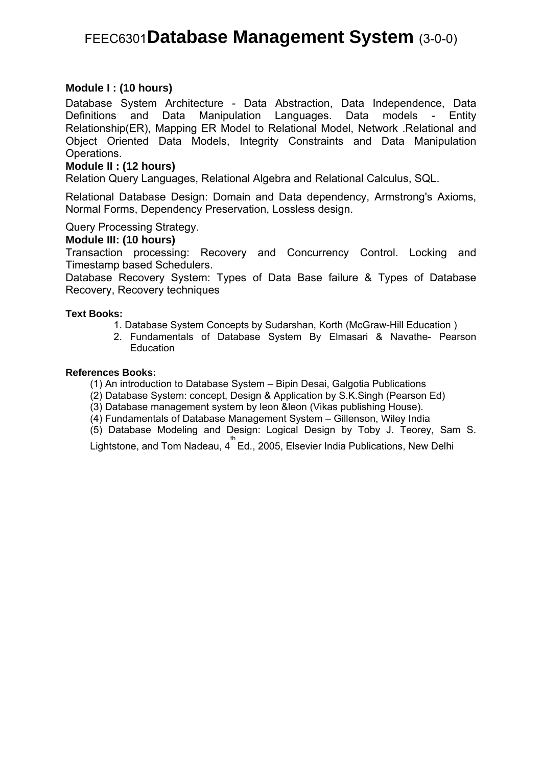# FEEC6301 Database Management System (3-0-0)

**Module I : (10 hours)**

Database System Architecture - Data Abstraction, Data Independence, Data Definitions and Data Manipulation Languages. Data models - Entity Relationship(ER), Mapping ER Model to Relational Model, Network .Relational and Object Oriented Data Models, Integrity Constraints and Data Manipulation Operations.

**Module II : (12 hours)**

Relation Query Languages, Relational Algebra and Relational Calculus, SQL.

Relational Database Design: Domain and Data dependency, Armstrong's Axioms, Normal Forms, Dependency Preservation, Lossless design.

Query Processing Strategy.

**Module III: (10 hours)**

Transaction processing: Recovery and Concurrency Control. Locking and Timestamp based Schedulers.

Database Recovery System: Types of Data Base failure & Types of Database Recovery, Recovery techniques

**Text Books:**

1. Database System Concepts by Sudarshan, Korth (McGraw-Hill Education )
2. Fundamentals of Database System By Elmasari & Navathe- Pearson Education

**References Books:**

(1) An introduction to Database System – Bipin Desai, Galgotia Publications

(2) Database System: concept, Design & Application by S.K.Singh (Pearson Ed)

(3) Database management system by leon &leon (Vikas publishing House).

(4) Fundamentals of Database Management System – Gillenson, Wiley India

(5) Database Modeling and Design: Logical Design by Toby J. Teorey, Sam S. Lightstone, and Tom Nadeau, 4th Ed., 2005, Elsevier India Publications, New Delhi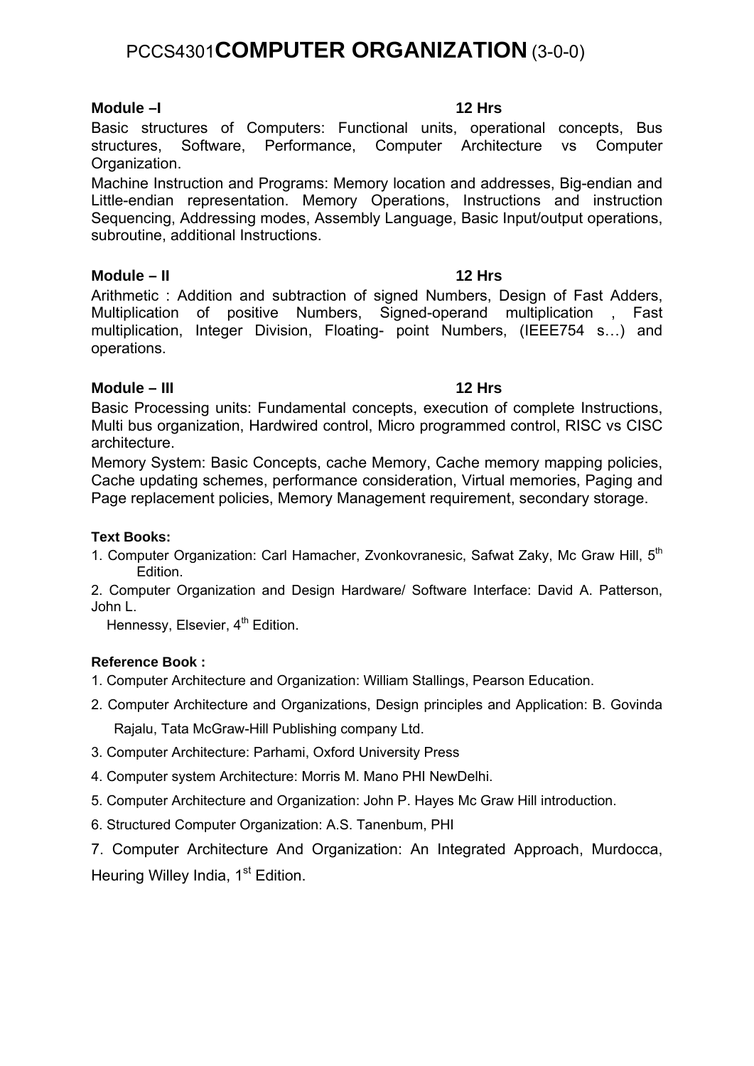# PCCS4301**COMPUTER ORGANIZATION** (3-0-0)

**Module –I** **12 Hrs**

Basic structures of Computers: Functional units, operational concepts, Bus structures, Software, Performance, Computer Architecture vs Computer Organization.

Machine Instruction and Programs: Memory location and addresses, Big-endian and Little-endian representation. Memory Operations, Instructions and instruction Sequencing, Addressing modes, Assembly Language, Basic Input/output operations, subroutine, additional Instructions.

**Module – II** **12 Hrs**

Arithmetic : Addition and subtraction of signed Numbers, Design of Fast Adders, Multiplication of positive Numbers, Signed-operand multiplication , Fast multiplication, Integer Division, Floating- point Numbers, (IEEE754 s…) and operations.

**Module – III** **12 Hrs**

Basic Processing units: Fundamental concepts, execution of complete Instructions, Multi bus organization, Hardwired control, Micro programmed control, RISC vs CISC architecture.

Memory System: Basic Concepts, cache Memory, Cache memory mapping policies, Cache updating schemes, performance consideration, Virtual memories, Paging and Page replacement policies, Memory Management requirement, secondary storage.

**Text Books:**

1. Computer Organization: Carl Hamacher, Zvonkovranesic, Safwat Zaky, Mc Graw Hill, 5th Edition.
2. Computer Organization and Design Hardware/ Software Interface: David A. Patterson, John L. Hennessy, Elsevier, 4th Edition.

**Reference Book :**

1. Computer Architecture and Organization: William Stallings, Pearson Education.
2. Computer Architecture and Organizations, Design principles and Application: B. Govinda Rajalu, Tata McGraw-Hill Publishing company Ltd.
3. Computer Architecture: Parhami, Oxford University Press
4. Computer system Architecture: Morris M. Mano PHI NewDelhi.
5. Computer Architecture and Organization: John P. Hayes Mc Graw Hill introduction.
6. Structured Computer Organization: A.S. Tanenbum, PHI
7. Computer Architecture And Organization: An Integrated Approach, Murdocca, Heuring Willey India, 1st Edition.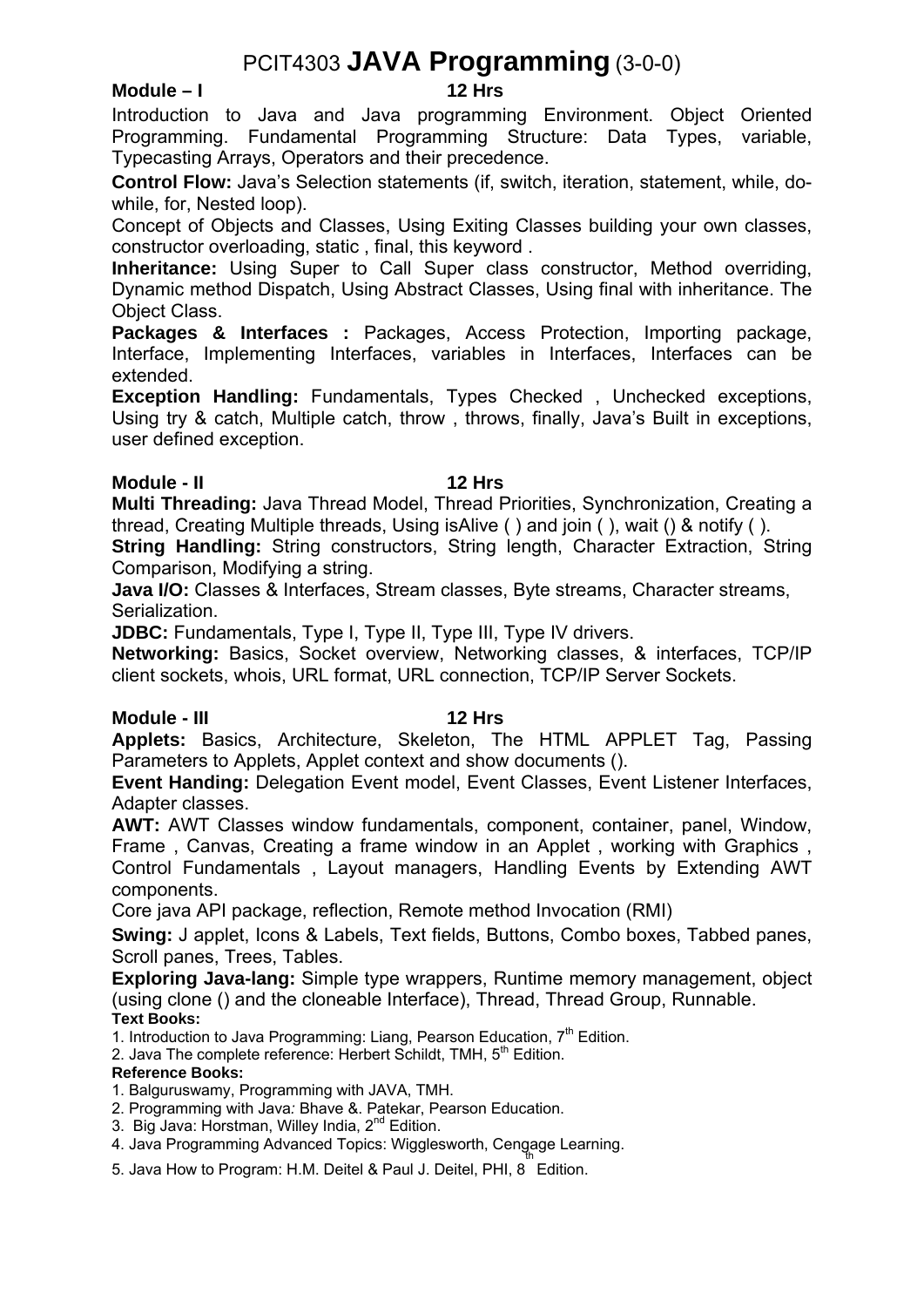# PCIT4303 **JAVA Programming** (3-0-0)

**Module – I** **12 Hrs**

Introduction to Java and Java programming Environment. Object Oriented Programming. Fundamental Programming Structure: Data Types, variable, Typecasting Arrays, Operators and their precedence.

**Control Flow:** Java's Selection statements (if, switch, iteration, statement, while, do-while, for, Nested loop).

Concept of Objects and Classes, Using Exiting Classes building your own classes, constructor overloading, static , final, this keyword .

**Inheritance:** Using Super to Call Super class constructor, Method overriding, Dynamic method Dispatch, Using Abstract Classes, Using final with inheritance. The Object Class.

**Packages & Interfaces :** Packages, Access Protection, Importing package, Interface, Implementing Interfaces, variables in Interfaces, Interfaces can be extended.

**Exception Handling:** Fundamentals, Types Checked , Unchecked exceptions, Using try & catch, Multiple catch, throw , throws, finally, Java's Built in exceptions, user defined exception.

**Module - II** **12 Hrs**

**Multi Threading:** Java Thread Model, Thread Priorities, Synchronization, Creating a thread, Creating Multiple threads, Using isAlive ( ) and join ( ), wait () & notify ( ).

**String Handling:** String constructors, String length, Character Extraction, String Comparison, Modifying a string.

**Java I/O:** Classes & Interfaces, Stream classes, Byte streams, Character streams, Serialization.

**JDBC:** Fundamentals, Type I, Type II, Type III, Type IV drivers.

**Networking:** Basics, Socket overview, Networking classes, & interfaces, TCP/IP client sockets, whois, URL format, URL connection, TCP/IP Server Sockets.

**Module - III** **12 Hrs**

**Applets:** Basics, Architecture, Skeleton, The HTML APPLET Tag, Passing Parameters to Applets, Applet context and show documents ().

**Event Handing:** Delegation Event model, Event Classes, Event Listener Interfaces, Adapter classes.

**AWT:** AWT Classes window fundamentals, component, container, panel, Window, Frame , Canvas, Creating a frame window in an Applet , working with Graphics , Control Fundamentals , Layout managers, Handling Events by Extending AWT components.

Core java API package, reflection, Remote method Invocation (RMI)

**Swing:** J applet, Icons & Labels, Text fields, Buttons, Combo boxes, Tabbed panes, Scroll panes, Trees, Tables.

**Exploring Java-lang:** Simple type wrappers, Runtime memory management, object (using clone () and the cloneable Interface), Thread, Thread Group, Runnable.

**Text Books:**

1. Introduction to Java Programming: Liang, Pearson Education, 7th Edition.
2. Java The complete reference: Herbert Schildt, TMH, 5th Edition.

**Reference Books:**

1. Balguruswamy, Programming with JAVA, TMH.
2. Programming with Java*:* Bhave &. Patekar, Pearson Education.
3. Big Java: Horstman, Willey India, 2nd Edition.
4. Java Programming Advanced Topics: Wigglesworth, Cengage Learning.
5. Java How to Program: H.M. Deitel & Paul J. Deitel, PHI, 8th Edition.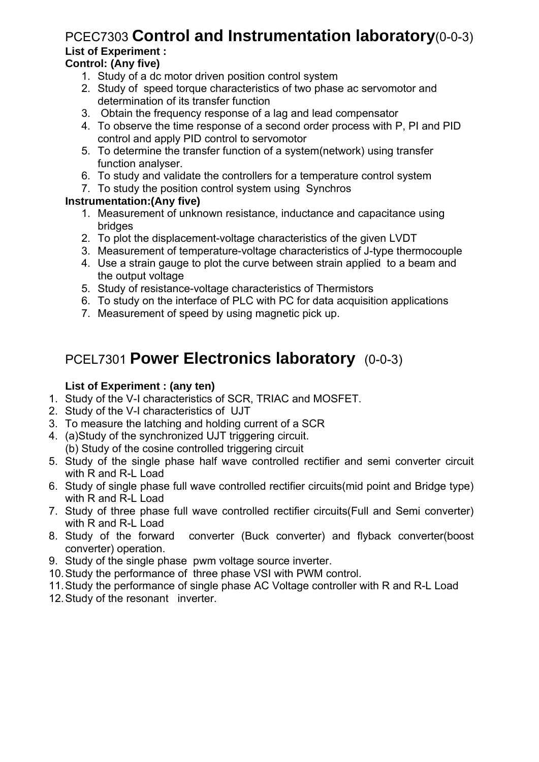## PCEC7303 **Control and Instrumentation laboratory**(0-0-3)

**List of Experiment :**

**Control: (Any five)**

1. Study of a dc motor driven position control system
2. Study of speed torque characteristics of two phase ac servomotor and determination of its transfer function
3. Obtain the frequency response of a lag and lead compensator
4. To observe the time response of a second order process with P, PI and PID control and apply PID control to servomotor
5. To determine the transfer function of a system(network) using transfer function analyser.
6. To study and validate the controllers for a temperature control system
7. To study the position control system using Synchros

**Instrumentation:(Any five)**

1. Measurement of unknown resistance, inductance and capacitance using bridges
2. To plot the displacement-voltage characteristics of the given LVDT
3. Measurement of temperature-voltage characteristics of J-type thermocouple
4. Use a strain gauge to plot the curve between strain applied to a beam and the output voltage
5. Study of resistance-voltage characteristics of Thermistors
6. To study on the interface of PLC with PC for data acquisition applications
7. Measurement of speed by using magnetic pick up.

## PCEL7301 **Power Electronics laboratory** (0-0-3)

**List of Experiment : (any ten)**

1. Study of the V-I characteristics of SCR, TRIAC and MOSFET.
2. Study of the V-I characteristics of UJT
3. To measure the latching and holding current of a SCR
4. (a)Study of the synchronized UJT triggering circuit.
   (b) Study of the cosine controlled triggering circuit
5. Study of the single phase half wave controlled rectifier and semi converter circuit with R and R-L Load
6. Study of single phase full wave controlled rectifier circuits(mid point and Bridge type) with R and R-L Load
7. Study of three phase full wave controlled rectifier circuits(Full and Semi converter) with R and R-L Load
8. Study of the forward converter (Buck converter) and flyback converter(boost converter) operation.
9. Study of the single phase pwm voltage source inverter.
10. Study the performance of three phase VSI with PWM control.
11. Study the performance of single phase AC Voltage controller with R and R-L Load
12. Study of the resonant inverter.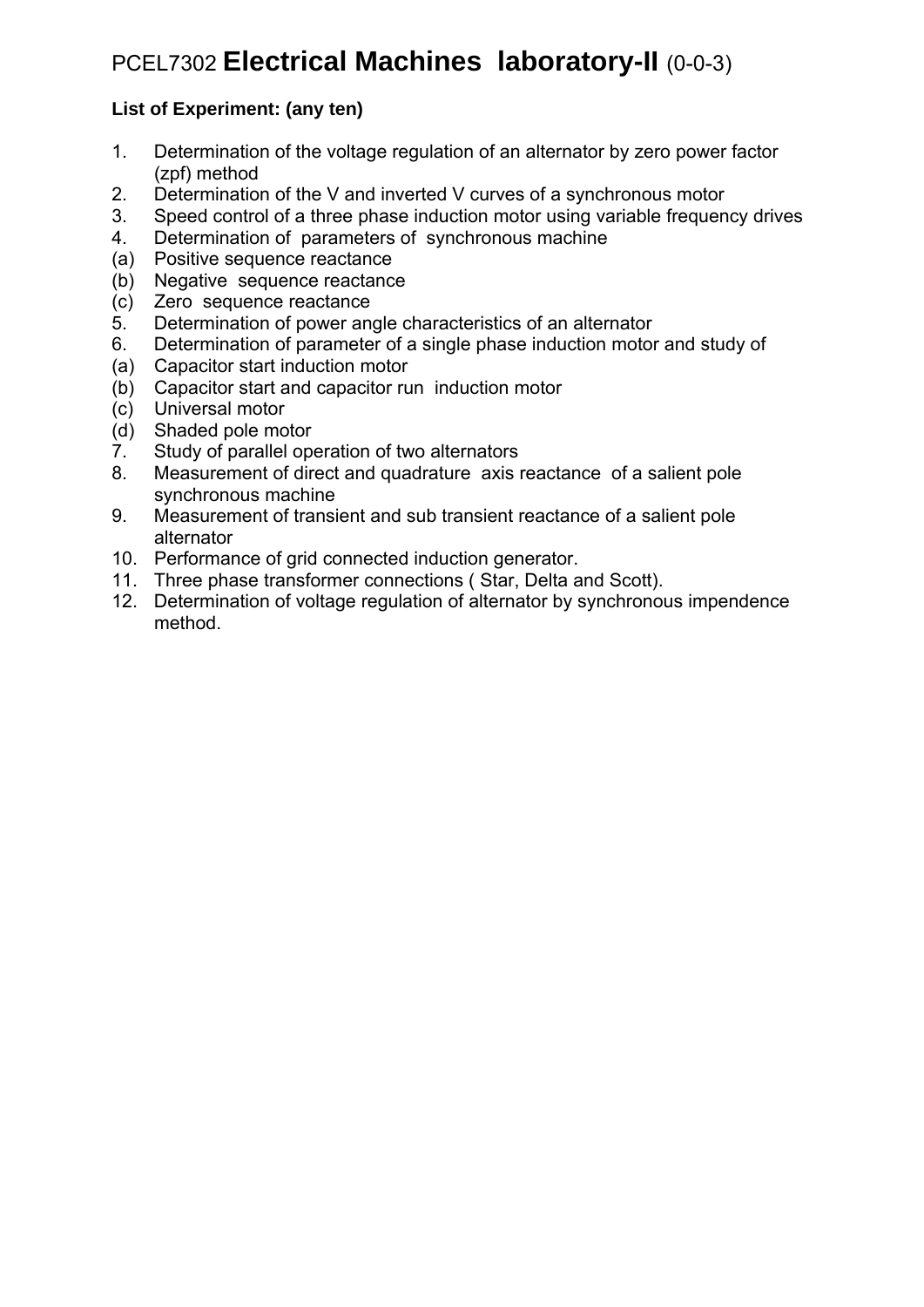# PCEL7302 **Electrical Machines laboratory-II** (0-0-3)

**List of Experiment: (any ten)**

1. Determination of the voltage regulation of an alternator by zero power factor (zpf) method
2. Determination of the V and inverted V curves of a synchronous motor
3. Speed control of a three phase induction motor using variable frequency drives
4. Determination of parameters of synchronous machine
   - (a) Positive sequence reactance
   - (b) Negative sequence reactance
   - (c) Zero sequence reactance
5. Determination of power angle characteristics of an alternator
6. Determination of parameter of a single phase induction motor and study of
   - (a) Capacitor start induction motor
   - (b) Capacitor start and capacitor run induction motor
   - (c) Universal motor
   - (d) Shaded pole motor
7. Study of parallel operation of two alternators
8. Measurement of direct and quadrature axis reactance of a salient pole synchronous machine
9. Measurement of transient and sub transient reactance of a salient pole alternator
10. Performance of grid connected induction generator.
11. Three phase transformer connections ( Star, Delta and Scott).
12. Determination of voltage regulation of alternator by synchronous impendence method.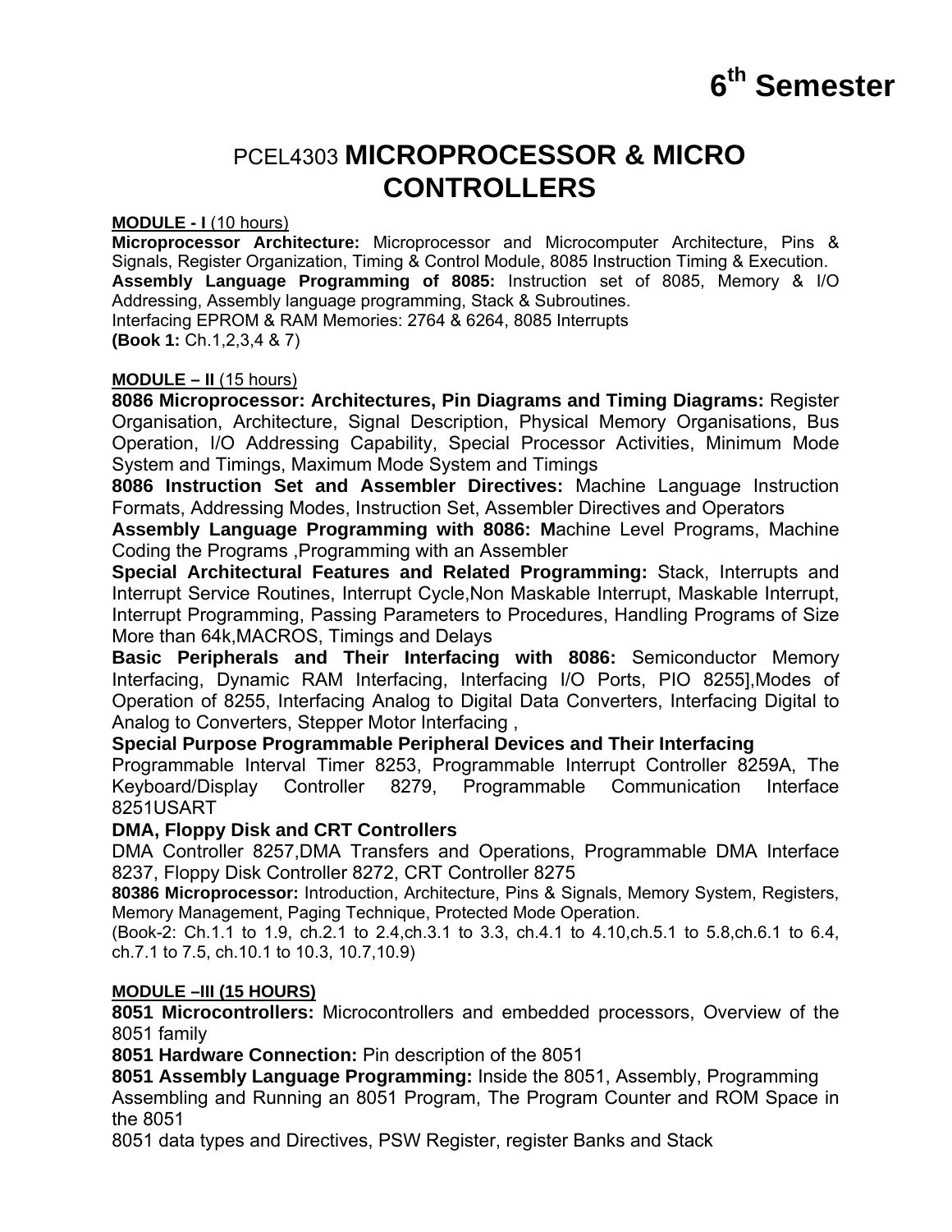# 6th Semester

## PCEL4303 MICROPROCESSOR & MICRO CONTROLLERS

**MODULE - I** (10 hours)

**Microprocessor Architecture:** Microprocessor and Microcomputer Architecture, Pins & Signals, Register Organization, Timing & Control Module, 8085 Instruction Timing & Execution.
**Assembly Language Programming of 8085:** Instruction set of 8085, Memory & I/O Addressing, Assembly language programming, Stack & Subroutines.
Interfacing EPROM & RAM Memories: 2764 & 6264, 8085 Interrupts
**(Book 1:** Ch.1,2,3,4 & 7)

**MODULE – II** (15 hours)

**8086 Microprocessor: Architectures, Pin Diagrams and Timing Diagrams:** Register Organisation, Architecture, Signal Description, Physical Memory Organisations, Bus Operation, I/O Addressing Capability, Special Processor Activities, Minimum Mode System and Timings, Maximum Mode System and Timings
**8086 Instruction Set and Assembler Directives:** Machine Language Instruction Formats, Addressing Modes, Instruction Set, Assembler Directives and Operators
**Assembly Language Programming with 8086: M**achine Level Programs, Machine Coding the Programs ,Programming with an Assembler
**Special Architectural Features and Related Programming:** Stack, Interrupts and Interrupt Service Routines, Interrupt Cycle,Non Maskable Interrupt, Maskable Interrupt, Interrupt Programming, Passing Parameters to Procedures, Handling Programs of Size More than 64k,MACROS, Timings and Delays
**Basic Peripherals and Their Interfacing with 8086:** Semiconductor Memory Interfacing, Dynamic RAM Interfacing, Interfacing I/O Ports, PIO 8255],Modes of Operation of 8255, Interfacing Analog to Digital Data Converters, Interfacing Digital to Analog to Converters, Stepper Motor Interfacing ,
**Special Purpose Programmable Peripheral Devices and Their Interfacing**
Programmable Interval Timer 8253, Programmable Interrupt Controller 8259A, The Keyboard/Display Controller 8279, Programmable Communication Interface 8251USART
**DMA, Floppy Disk and CRT Controllers**
DMA Controller 8257,DMA Transfers and Operations, Programmable DMA Interface 8237, Floppy Disk Controller 8272, CRT Controller 8275
**80386 Microprocessor:** Introduction, Architecture, Pins & Signals, Memory System, Registers, Memory Management, Paging Technique, Protected Mode Operation.
(Book-2: Ch.1.1 to 1.9, ch.2.1 to 2.4,ch.3.1 to 3.3, ch.4.1 to 4.10,ch.5.1 to 5.8,ch.6.1 to 6.4, ch.7.1 to 7.5, ch.10.1 to 10.3, 10.7,10.9)

**MODULE –III (15 HOURS)**

**8051 Microcontrollers:** Microcontrollers and embedded processors, Overview of the 8051 family
**8051 Hardware Connection:** Pin description of the 8051
**8051 Assembly Language Programming:** Inside the 8051, Assembly, Programming
Assembling and Running an 8051 Program, The Program Counter and ROM Space in the 8051
8051 data types and Directives, PSW Register, register Banks and Stack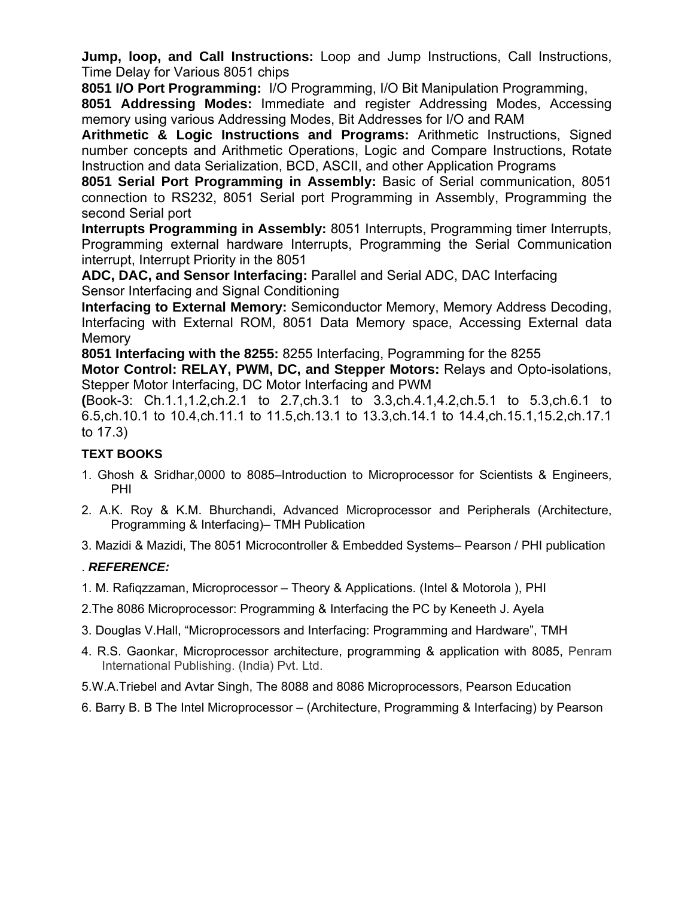**Jump, loop, and Call Instructions:** Loop and Jump Instructions, Call Instructions, Time Delay for Various 8051 chips

**8051 I/O Port Programming:** I/O Programming, I/O Bit Manipulation Programming,

**8051 Addressing Modes:** Immediate and register Addressing Modes, Accessing memory using various Addressing Modes, Bit Addresses for I/O and RAM

**Arithmetic & Logic Instructions and Programs:** Arithmetic Instructions, Signed number concepts and Arithmetic Operations, Logic and Compare Instructions, Rotate Instruction and data Serialization, BCD, ASCII, and other Application Programs

**8051 Serial Port Programming in Assembly:** Basic of Serial communication, 8051 connection to RS232, 8051 Serial port Programming in Assembly, Programming the second Serial port

**Interrupts Programming in Assembly:** 8051 Interrupts, Programming timer Interrupts, Programming external hardware Interrupts, Programming the Serial Communication interrupt, Interrupt Priority in the 8051

**ADC, DAC, and Sensor Interfacing:** Parallel and Serial ADC, DAC Interfacing Sensor Interfacing and Signal Conditioning

**Interfacing to External Memory:** Semiconductor Memory, Memory Address Decoding, Interfacing with External ROM, 8051 Data Memory space, Accessing External data Memory

**8051 Interfacing with the 8255:** 8255 Interfacing, Pogramming for the 8255

**Motor Control: RELAY, PWM, DC, and Stepper Motors:** Relays and Opto-isolations, Stepper Motor Interfacing, DC Motor Interfacing and PWM

**(**Book-3: Ch.1.1,1.2,ch.2.1 to 2.7,ch.3.1 to 3.3,ch.4.1,4.2,ch.5.1 to 5.3,ch.6.1 to 6.5,ch.10.1 to 10.4,ch.11.1 to 11.5,ch.13.1 to 13.3,ch.14.1 to 14.4,ch.15.1,15.2,ch.17.1 to 17.3)

### TEXT BOOKS

1. Ghosh & Sridhar,0000 to 8085–Introduction to Microprocessor for Scientists & Engineers, PHI
2. A.K. Roy & K.M. Bhurchandi, Advanced Microprocessor and Peripherals (Architecture, Programming & Interfacing)– TMH Publication
3. Mazidi & Mazidi, The 8051 Microcontroller & Embedded Systems– Pearson / PHI publication

. ***REFERENCE:***

1. M. Rafiqzzaman, Microprocessor – Theory & Applications. (Intel & Motorola ), PHI
2. The 8086 Microprocessor: Programming & Interfacing the PC by Keneeth J. Ayela
3. Douglas V.Hall, “Microprocessors and Interfacing: Programming and Hardware”, TMH
4. R.S. Gaonkar, Microprocessor architecture, programming & application with 8085, Penram International Publishing. (India) Pvt. Ltd.
5. W.A.Triebel and Avtar Singh, The 8088 and 8086 Microprocessors, Pearson Education
6. Barry B. B The Intel Microprocessor – (Architecture, Programming & Interfacing) by Pearson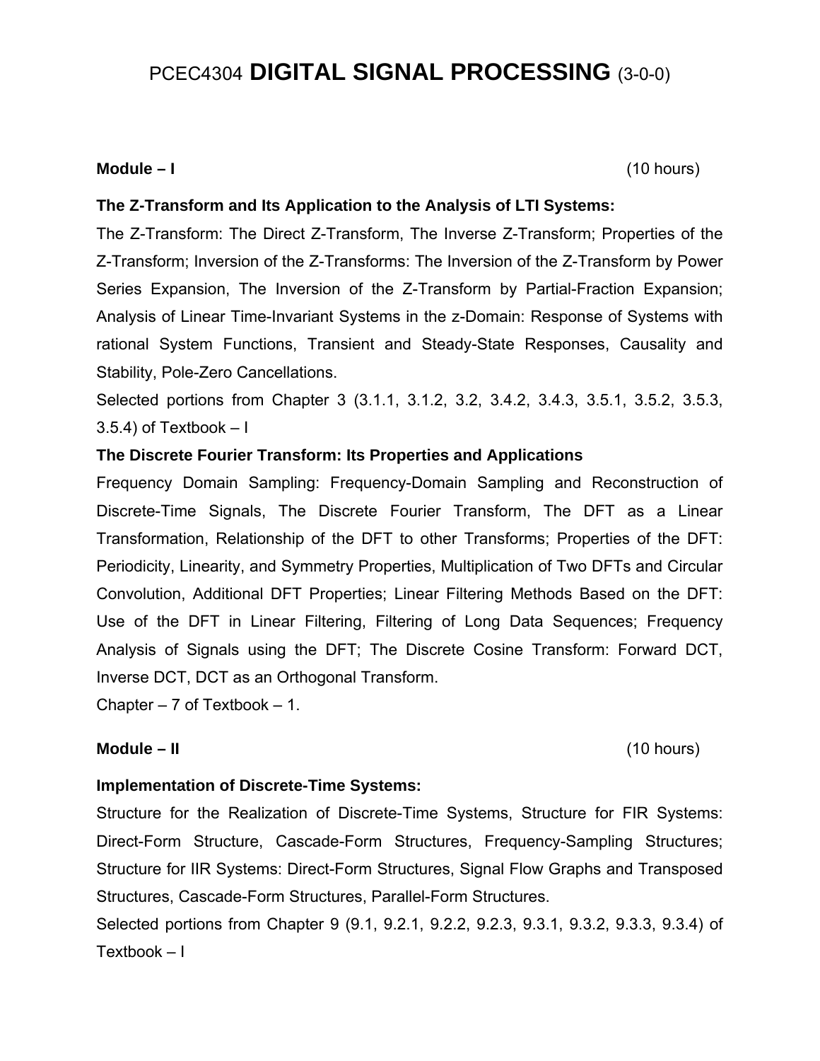# PCEC4304 **DIGITAL SIGNAL PROCESSING** (3-0-0)

**Module – I** (10 hours)

**The Z-Transform and Its Application to the Analysis of LTI Systems:**

The Z-Transform: The Direct Z-Transform, The Inverse Z-Transform; Properties of the Z-Transform; Inversion of the Z-Transforms: The Inversion of the Z-Transform by Power Series Expansion, The Inversion of the Z-Transform by Partial-Fraction Expansion; Analysis of Linear Time-Invariant Systems in the z-Domain: Response of Systems with rational System Functions, Transient and Steady-State Responses, Causality and Stability, Pole-Zero Cancellations.

Selected portions from Chapter 3 (3.1.1, 3.1.2, 3.2, 3.4.2, 3.4.3, 3.5.1, 3.5.2, 3.5.3, 3.5.4) of Textbook – I

**The Discrete Fourier Transform: Its Properties and Applications**

Frequency Domain Sampling: Frequency-Domain Sampling and Reconstruction of Discrete-Time Signals, The Discrete Fourier Transform, The DFT as a Linear Transformation, Relationship of the DFT to other Transforms; Properties of the DFT: Periodicity, Linearity, and Symmetry Properties, Multiplication of Two DFTs and Circular Convolution, Additional DFT Properties; Linear Filtering Methods Based on the DFT: Use of the DFT in Linear Filtering, Filtering of Long Data Sequences; Frequency Analysis of Signals using the DFT; The Discrete Cosine Transform: Forward DCT, Inverse DCT, DCT as an Orthogonal Transform.

Chapter – 7 of Textbook – 1.

**Module – II** (10 hours)

**Implementation of Discrete-Time Systems:**

Structure for the Realization of Discrete-Time Systems, Structure for FIR Systems: Direct-Form Structure, Cascade-Form Structures, Frequency-Sampling Structures; Structure for IIR Systems: Direct-Form Structures, Signal Flow Graphs and Transposed Structures, Cascade-Form Structures, Parallel-Form Structures.

Selected portions from Chapter 9 (9.1, 9.2.1, 9.2.2, 9.2.3, 9.3.1, 9.3.2, 9.3.3, 9.3.4) of Textbook – I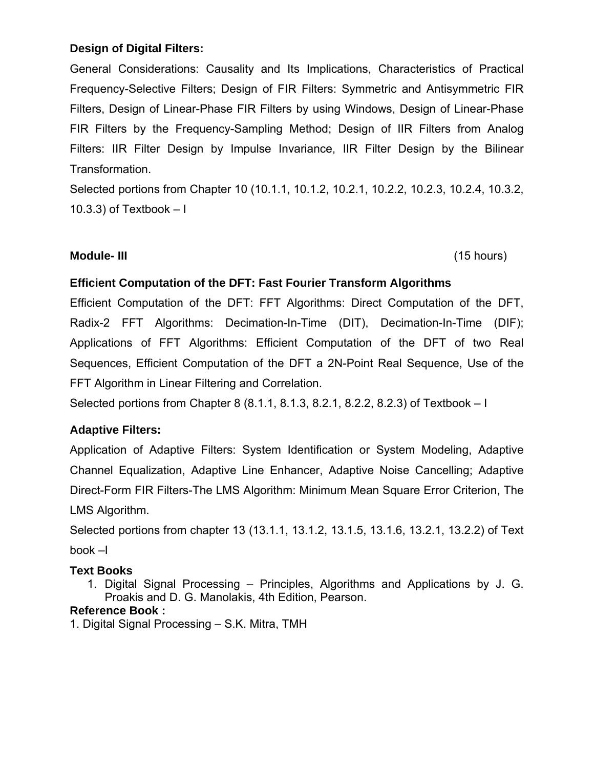**Design of Digital Filters:**

General Considerations: Causality and Its Implications, Characteristics of Practical Frequency-Selective Filters; Design of FIR Filters: Symmetric and Antisymmetric FIR Filters, Design of Linear-Phase FIR Filters by using Windows, Design of Linear-Phase FIR Filters by the Frequency-Sampling Method; Design of IIR Filters from Analog Filters: IIR Filter Design by Impulse Invariance, IIR Filter Design by the Bilinear Transformation.

Selected portions from Chapter 10 (10.1.1, 10.1.2, 10.2.1, 10.2.2, 10.2.3, 10.2.4, 10.3.2, 10.3.3) of Textbook – I

**Module- III** (15 hours)

**Efficient Computation of the DFT: Fast Fourier Transform Algorithms**

Efficient Computation of the DFT: FFT Algorithms: Direct Computation of the DFT, Radix-2 FFT Algorithms: Decimation-In-Time (DIT), Decimation-In-Time (DIF); Applications of FFT Algorithms: Efficient Computation of the DFT of two Real Sequences, Efficient Computation of the DFT a 2N-Point Real Sequence, Use of the FFT Algorithm in Linear Filtering and Correlation.

Selected portions from Chapter 8 (8.1.1, 8.1.3, 8.2.1, 8.2.2, 8.2.3) of Textbook – I

**Adaptive Filters:**

Application of Adaptive Filters: System Identification or System Modeling, Adaptive Channel Equalization, Adaptive Line Enhancer, Adaptive Noise Cancelling; Adaptive Direct-Form FIR Filters-The LMS Algorithm: Minimum Mean Square Error Criterion, The LMS Algorithm.

Selected portions from chapter 13 (13.1.1, 13.1.2, 13.1.5, 13.1.6, 13.2.1, 13.2.2) of Text book –I

**Text Books**

1. Digital Signal Processing – Principles, Algorithms and Applications by J. G. Proakis and D. G. Manolakis, 4th Edition, Pearson.

**Reference Book :**

1. Digital Signal Processing – S.K. Mitra, TMH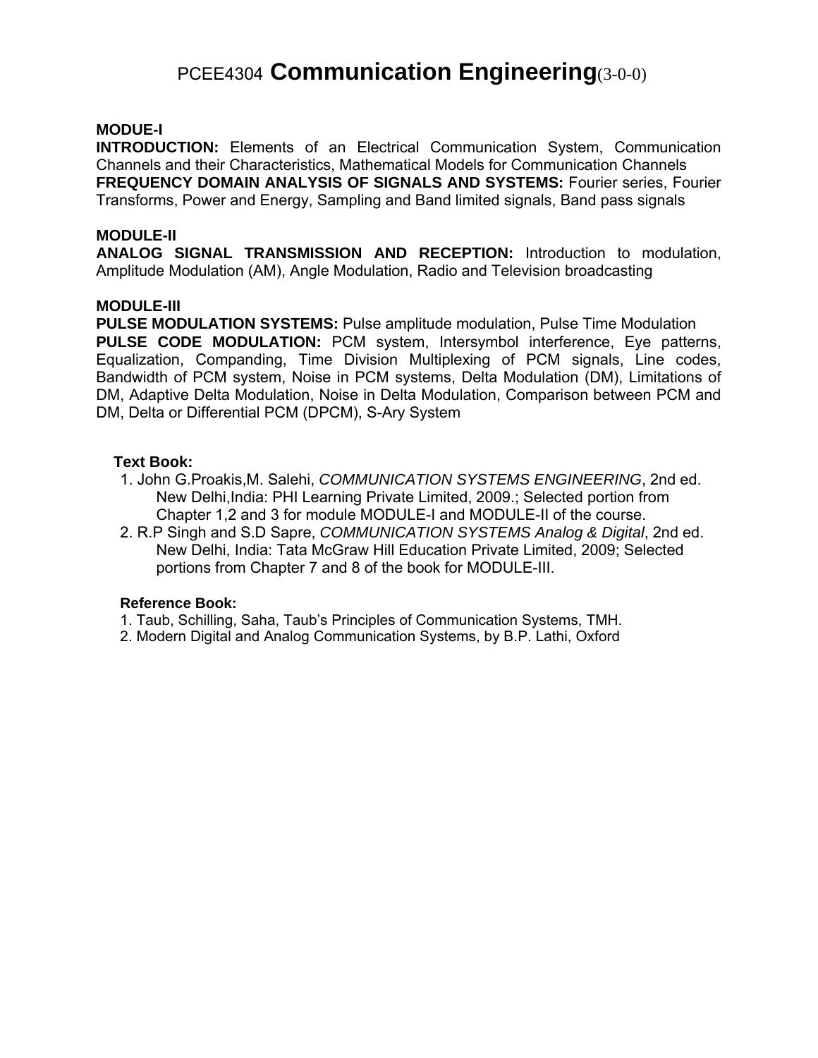# PCEE4304 **Communication Engineering**(3-0-0)

**MODUE-I**

**INTRODUCTION:** Elements of an Electrical Communication System, Communication Channels and their Characteristics, Mathematical Models for Communication Channels

**FREQUENCY DOMAIN ANALYSIS OF SIGNALS AND SYSTEMS:** Fourier series, Fourier Transforms, Power and Energy, Sampling and Band limited signals, Band pass signals

**MODULE-II**

**ANALOG SIGNAL TRANSMISSION AND RECEPTION:** Introduction to modulation, Amplitude Modulation (AM), Angle Modulation, Radio and Television broadcasting

**MODULE-III**

**PULSE MODULATION SYSTEMS:** Pulse amplitude modulation, Pulse Time Modulation

**PULSE CODE MODULATION:** PCM system, Intersymbol interference, Eye patterns, Equalization, Companding, Time Division Multiplexing of PCM signals, Line codes, Bandwidth of PCM system, Noise in PCM systems, Delta Modulation (DM), Limitations of DM, Adaptive Delta Modulation, Noise in Delta Modulation, Comparison between PCM and DM, Delta or Differential PCM (DPCM), S-Ary System

**Text Book:**

1. John G.Proakis,M. Salehi, *COMMUNICATION SYSTEMS ENGINEERING*, 2nd ed. New Delhi,India: PHI Learning Private Limited, 2009.; Selected portion from Chapter 1,2 and 3 for module MODULE-I and MODULE-II of the course.
2. R.P Singh and S.D Sapre, *COMMUNICATION SYSTEMS Analog & Digital*, 2nd ed. New Delhi, India: Tata McGraw Hill Education Private Limited, 2009; Selected portions from Chapter 7 and 8 of the book for MODULE-III.

**Reference Book:**

1. Taub, Schilling, Saha, Taub's Principles of Communication Systems, TMH.
2. Modern Digital and Analog Communication Systems, by B.P. Lathi, Oxford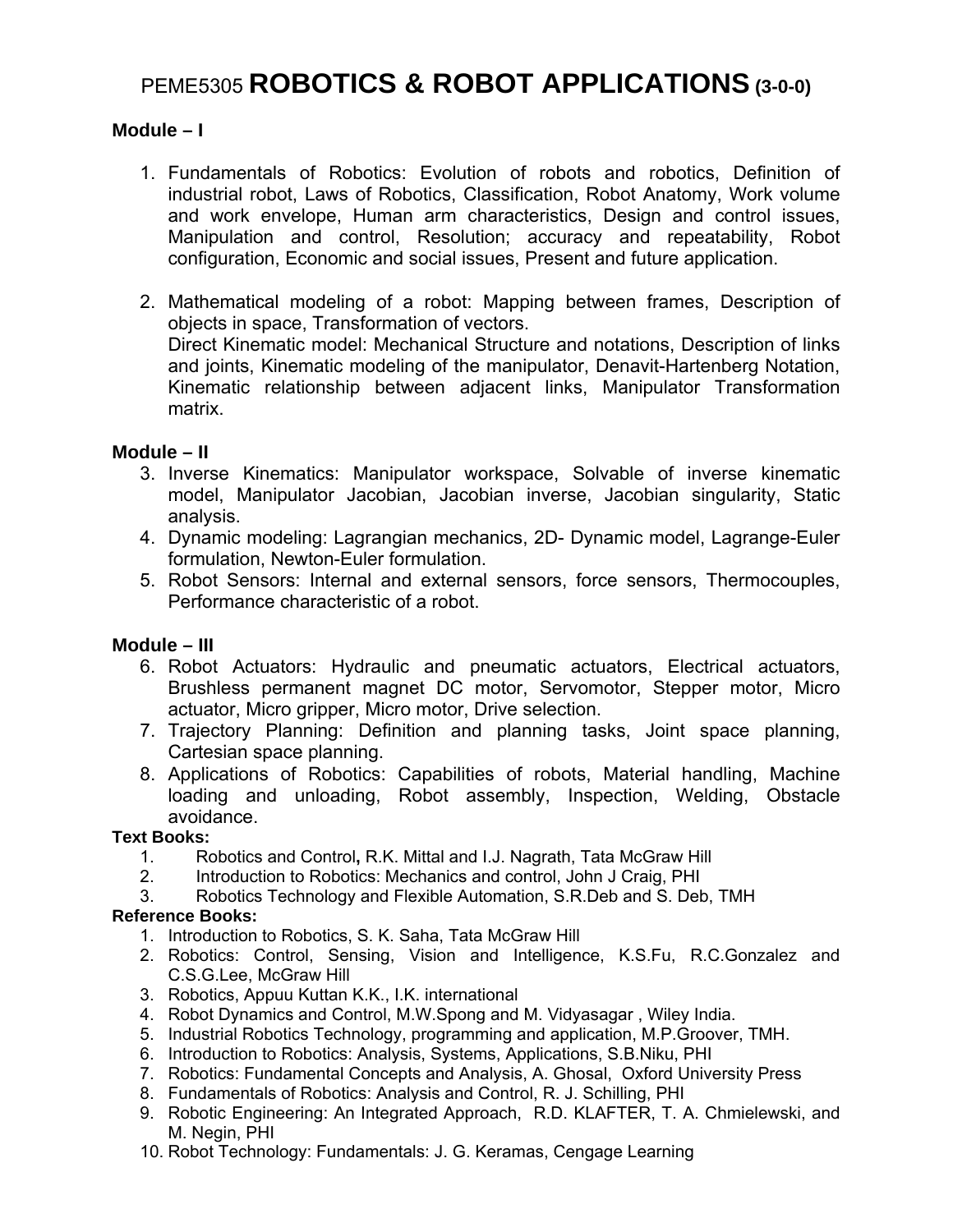# PEME5305 **ROBOTICS & ROBOT APPLICATIONS** (3-0-0)

**Module – I**

1. Fundamentals of Robotics: Evolution of robots and robotics, Definition of industrial robot, Laws of Robotics, Classification, Robot Anatomy, Work volume and work envelope, Human arm characteristics, Design and control issues, Manipulation and control, Resolution; accuracy and repeatability, Robot configuration, Economic and social issues, Present and future application.

2. Mathematical modeling of a robot: Mapping between frames, Description of objects in space, Transformation of vectors.
   Direct Kinematic model: Mechanical Structure and notations, Description of links and joints, Kinematic modeling of the manipulator, Denavit-Hartenberg Notation, Kinematic relationship between adjacent links, Manipulator Transformation matrix.

**Module – II**

3. Inverse Kinematics: Manipulator workspace, Solvable of inverse kinematic model, Manipulator Jacobian, Jacobian inverse, Jacobian singularity, Static analysis.
4. Dynamic modeling: Lagrangian mechanics, 2D- Dynamic model, Lagrange-Euler formulation, Newton-Euler formulation.
5. Robot Sensors: Internal and external sensors, force sensors, Thermocouples, Performance characteristic of a robot.

**Module – III**

6. Robot Actuators: Hydraulic and pneumatic actuators, Electrical actuators, Brushless permanent magnet DC motor, Servomotor, Stepper motor, Micro actuator, Micro gripper, Micro motor, Drive selection.
7. Trajectory Planning: Definition and planning tasks, Joint space planning, Cartesian space planning.
8. Applications of Robotics: Capabilities of robots, Material handling, Machine loading and unloading, Robot assembly, Inspection, Welding, Obstacle avoidance.

**Text Books:**

1. Robotics and Control**,** R.K. Mittal and I.J. Nagrath, Tata McGraw Hill
2. Introduction to Robotics: Mechanics and control, John J Craig, PHI
3. Robotics Technology and Flexible Automation, S.R.Deb and S. Deb, TMH

**Reference Books:**

1. Introduction to Robotics, S. K. Saha, Tata McGraw Hill
2. Robotics: Control, Sensing, Vision and Intelligence, K.S.Fu, R.C.Gonzalez and C.S.G.Lee, McGraw Hill
3. Robotics, Appuu Kuttan K.K., I.K. international
4. Robot Dynamics and Control, M.W.Spong and M. Vidyasagar , Wiley India.
5. Industrial Robotics Technology, programming and application, M.P.Groover, TMH.
6. Introduction to Robotics: Analysis, Systems, Applications, S.B.Niku, PHI
7. Robotics: Fundamental Concepts and Analysis, A. Ghosal, Oxford University Press
8. Fundamentals of Robotics: Analysis and Control, R. J. Schilling, PHI
9. Robotic Engineering: An Integrated Approach, R.D. KLAFTER, T. A. Chmielewski, and M. Negin, PHI
10. Robot Technology: Fundamentals: J. G. Keramas, Cengage Learning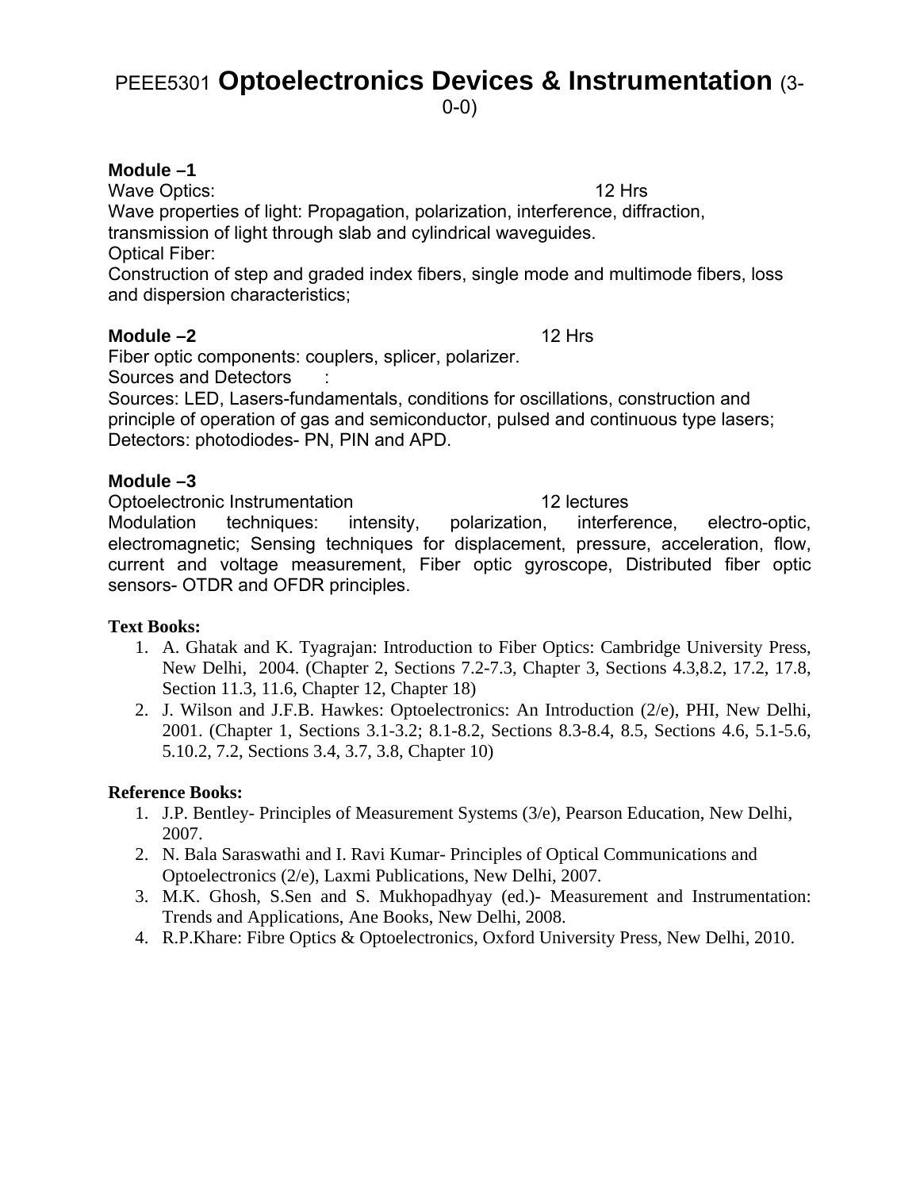# PEEE5301 **Optoelectronics Devices & Instrumentation** (3-0-0)

**Module –1**

Wave Optics: 12 Hrs

Wave properties of light: Propagation, polarization, interference, diffraction, transmission of light through slab and cylindrical waveguides.

Optical Fiber:

Construction of step and graded index fibers, single mode and multimode fibers, loss and dispersion characteristics;

**Module –2** 12 Hrs

Fiber optic components: couplers, splicer, polarizer.

Sources and Detectors :

Sources: LED, Lasers-fundamentals, conditions for oscillations, construction and principle of operation of gas and semiconductor, pulsed and continuous type lasers; Detectors: photodiodes- PN, PIN and APD.

**Module –3**

Optoelectronic Instrumentation 12 lectures

Modulation techniques: intensity, polarization, interference, electro-optic, electromagnetic; Sensing techniques for displacement, pressure, acceleration, flow, current and voltage measurement, Fiber optic gyroscope, Distributed fiber optic sensors- OTDR and OFDR principles.

**Text Books:**

1. A. Ghatak and K. Tyagrajan: Introduction to Fiber Optics: Cambridge University Press, New Delhi, 2004. (Chapter 2, Sections 7.2-7.3, Chapter 3, Sections 4.3,8.2, 17.2, 17.8, Section 11.3, 11.6, Chapter 12, Chapter 18)
2. J. Wilson and J.F.B. Hawkes: Optoelectronics: An Introduction (2/e), PHI, New Delhi, 2001. (Chapter 1, Sections 3.1-3.2; 8.1-8.2, Sections 8.3-8.4, 8.5, Sections 4.6, 5.1-5.6, 5.10.2, 7.2, Sections 3.4, 3.7, 3.8, Chapter 10)

**Reference Books:**

1. J.P. Bentley- Principles of Measurement Systems (3/e), Pearson Education, New Delhi, 2007.
2. N. Bala Saraswathi and I. Ravi Kumar- Principles of Optical Communications and Optoelectronics (2/e), Laxmi Publications, New Delhi, 2007.
3. M.K. Ghosh, S.Sen and S. Mukhopadhyay (ed.)- Measurement and Instrumentation: Trends and Applications, Ane Books, New Delhi, 2008.
4. R.P.Khare: Fibre Optics & Optoelectronics, Oxford University Press, New Delhi, 2010.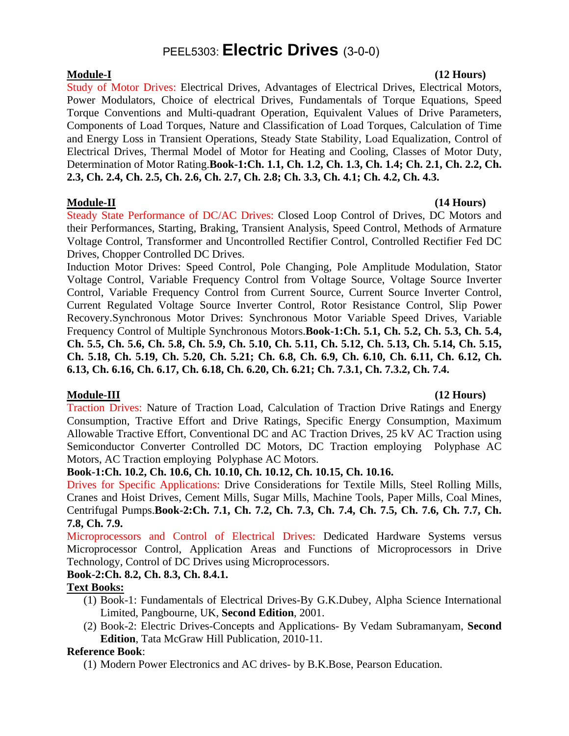# PEEL5303: **Electric Drives** (3-0-0)

**Module-I** **(12 Hours)**

Study of Motor Drives: Electrical Drives, Advantages of Electrical Drives, Electrical Motors, Power Modulators, Choice of electrical Drives, Fundamentals of Torque Equations, Speed Torque Conventions and Multi-quadrant Operation, Equivalent Values of Drive Parameters, Components of Load Torques, Nature and Classification of Load Torques, Calculation of Time and Energy Loss in Transient Operations, Steady State Stability, Load Equalization, Control of Electrical Drives, Thermal Model of Motor for Heating and Cooling, Classes of Motor Duty, Determination of Motor Rating.**Book-1:Ch. 1.1, Ch. 1.2, Ch. 1.3, Ch. 1.4; Ch. 2.1, Ch. 2.2, Ch. 2.3, Ch. 2.4, Ch. 2.5, Ch. 2.6, Ch. 2.7, Ch. 2.8; Ch. 3.3, Ch. 4.1; Ch. 4.2, Ch. 4.3.**

**Module-II** **(14 Hours)**

Steady State Performance of DC/AC Drives: Closed Loop Control of Drives, DC Motors and their Performances, Starting, Braking, Transient Analysis, Speed Control, Methods of Armature Voltage Control, Transformer and Uncontrolled Rectifier Control, Controlled Rectifier Fed DC Drives, Chopper Controlled DC Drives.

Induction Motor Drives: Speed Control, Pole Changing, Pole Amplitude Modulation, Stator Voltage Control, Variable Frequency Control from Voltage Source, Voltage Source Inverter Control, Variable Frequency Control from Current Source, Current Source Inverter Control, Current Regulated Voltage Source Inverter Control, Rotor Resistance Control, Slip Power Recovery.Synchronous Motor Drives: Synchronous Motor Variable Speed Drives, Variable Frequency Control of Multiple Synchronous Motors.**Book-1:Ch. 5.1, Ch. 5.2, Ch. 5.3, Ch. 5.4, Ch. 5.5, Ch. 5.6, Ch. 5.8, Ch. 5.9, Ch. 5.10, Ch. 5.11, Ch. 5.12, Ch. 5.13, Ch. 5.14, Ch. 5.15, Ch. 5.18, Ch. 5.19, Ch. 5.20, Ch. 5.21; Ch. 6.8, Ch. 6.9, Ch. 6.10, Ch. 6.11, Ch. 6.12, Ch. 6.13, Ch. 6.16, Ch. 6.17, Ch. 6.18, Ch. 6.20, Ch. 6.21; Ch. 7.3.1, Ch. 7.3.2, Ch. 7.4.**

**Module-III** **(12 Hours)**

Traction Drives: Nature of Traction Load, Calculation of Traction Drive Ratings and Energy Consumption, Tractive Effort and Drive Ratings, Specific Energy Consumption, Maximum Allowable Tractive Effort, Conventional DC and AC Traction Drives, 25 kV AC Traction using Semiconductor Converter Controlled DC Motors, DC Traction employing Polyphase AC Motors, AC Traction employing Polyphase AC Motors.

**Book-1:Ch. 10.2, Ch. 10.6, Ch. 10.10, Ch. 10.12, Ch. 10.15, Ch. 10.16.**

Drives for Specific Applications: Drive Considerations for Textile Mills, Steel Rolling Mills, Cranes and Hoist Drives, Cement Mills, Sugar Mills, Machine Tools, Paper Mills, Coal Mines, Centrifugal Pumps.**Book-2:Ch. 7.1, Ch. 7.2, Ch. 7.3, Ch. 7.4, Ch. 7.5, Ch. 7.6, Ch. 7.7, Ch. 7.8, Ch. 7.9.**

Microprocessors and Control of Electrical Drives: Dedicated Hardware Systems versus Microprocessor Control, Application Areas and Functions of Microprocessors in Drive Technology, Control of DC Drives using Microprocessors.

**Book-2:Ch. 8.2, Ch. 8.3, Ch. 8.4.1.**

**Text Books:**

1. Book-1: Fundamentals of Electrical Drives-By G.K.Dubey, Alpha Science International Limited, Pangbourne, UK, **Second Edition**, 2001.
2. Book-2: Electric Drives-Concepts and Applications- By Vedam Subramanyam, **Second Edition**, Tata McGraw Hill Publication, 2010-11.

**Reference Book**:

1. Modern Power Electronics and AC drives- by B.K.Bose, Pearson Education.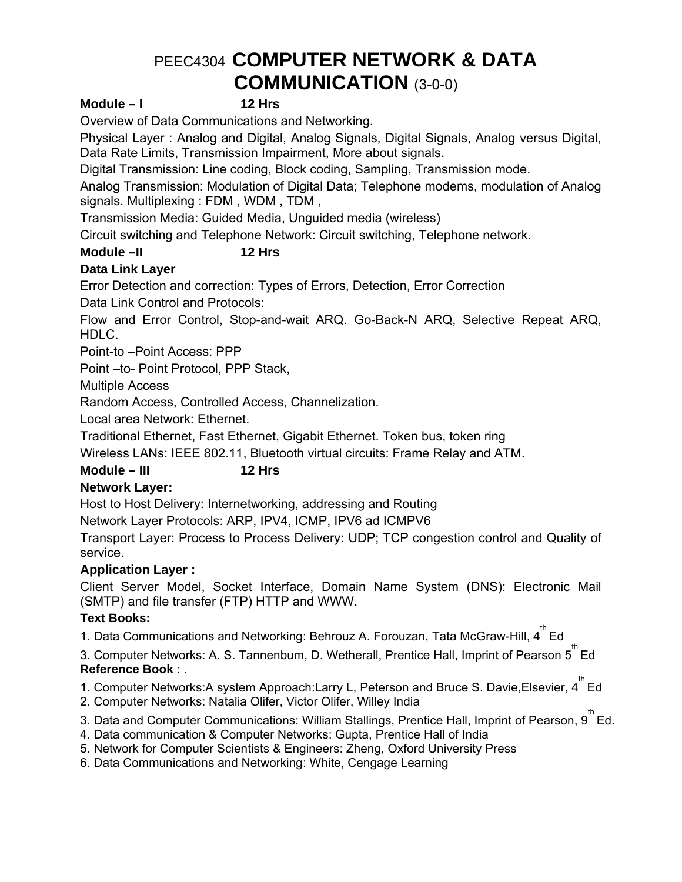# PEEC4304 **COMPUTER NETWORK & DATA COMMUNICATION** (3-0-0)

**Module – I** **12 Hrs**

Overview of Data Communications and Networking.

Physical Layer : Analog and Digital, Analog Signals, Digital Signals, Analog versus Digital, Data Rate Limits, Transmission Impairment, More about signals.

Digital Transmission: Line coding, Block coding, Sampling, Transmission mode.

Analog Transmission: Modulation of Digital Data; Telephone modems, modulation of Analog signals. Multiplexing : FDM , WDM , TDM ,

Transmission Media: Guided Media, Unguided media (wireless)

Circuit switching and Telephone Network: Circuit switching, Telephone network.

**Module –II** **12 Hrs**

**Data Link Layer**

Error Detection and correction: Types of Errors, Detection, Error Correction

Data Link Control and Protocols:

Flow and Error Control, Stop-and-wait ARQ. Go-Back-N ARQ, Selective Repeat ARQ, HDLC.

Point-to –Point Access: PPP

Point –to- Point Protocol, PPP Stack,

Multiple Access

Random Access, Controlled Access, Channelization.

Local area Network: Ethernet.

Traditional Ethernet, Fast Ethernet, Gigabit Ethernet. Token bus, token ring

Wireless LANs: IEEE 802.11, Bluetooth virtual circuits: Frame Relay and ATM.

**Module – III** **12 Hrs**

**Network Layer:**

Host to Host Delivery: Internetworking, addressing and Routing

Network Layer Protocols: ARP, IPV4, ICMP, IPV6 ad ICMPV6

Transport Layer: Process to Process Delivery: UDP; TCP congestion control and Quality of service.

**Application Layer :**

Client Server Model, Socket Interface, Domain Name System (DNS): Electronic Mail (SMTP) and file transfer (FTP) HTTP and WWW.

**Text Books:**

1. Data Communications and Networking: Behrouz A. Forouzan, Tata McGraw-Hill, 4th Ed
3. Computer Networks: A. S. Tannenbum, D. Wetherall, Prentice Hall, Imprint of Pearson 5th Ed

**Reference Book** : .

1. Computer Networks:A system Approach:Larry L, Peterson and Bruce S. Davie,Elsevier, 4th Ed
2. Computer Networks: Natalia Olifer, Victor Olifer, Willey India
3. Data and Computer Communications: William Stallings, Prentice Hall, Imprint of Pearson, 9th Ed.
4. Data communication & Computer Networks: Gupta, Prentice Hall of India
5. Network for Computer Scientists & Engineers: Zheng, Oxford University Press
6. Data Communications and Networking: White, Cengage Learning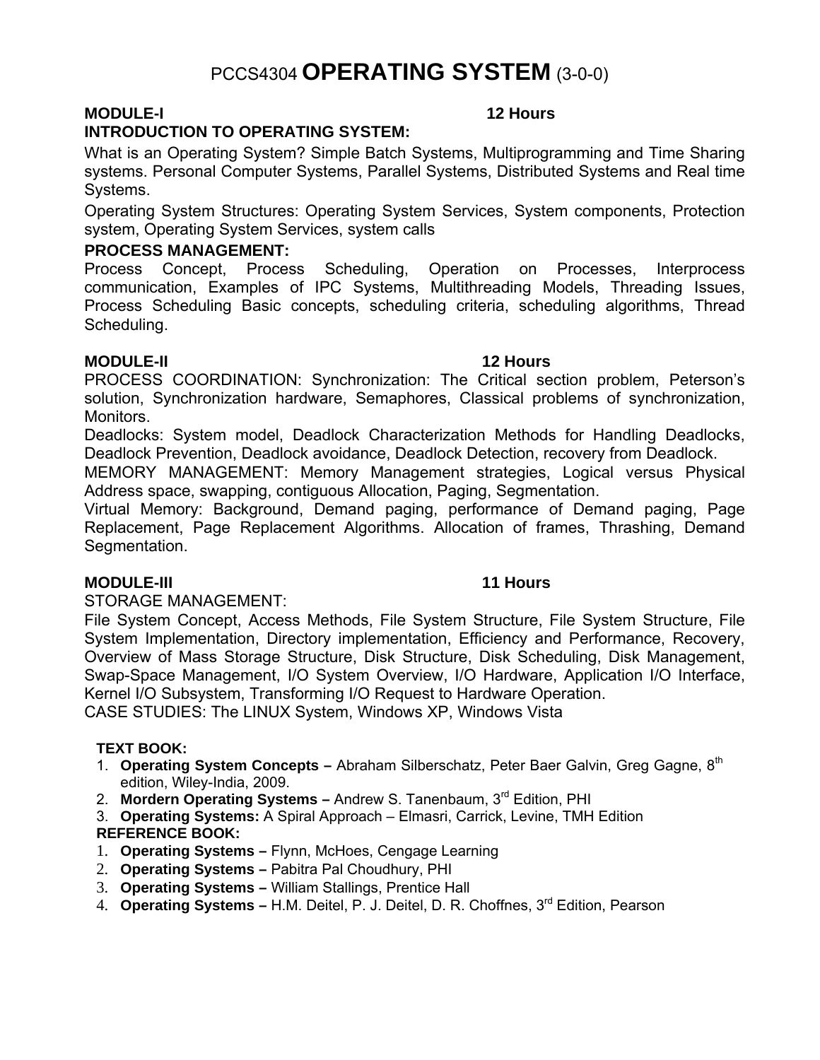# PCCS4304 **OPERATING SYSTEM** (3-0-0)

**MODULE-I** **12 Hours**

**INTRODUCTION TO OPERATING SYSTEM:**

What is an Operating System? Simple Batch Systems, Multiprogramming and Time Sharing systems. Personal Computer Systems, Parallel Systems, Distributed Systems and Real time Systems.

Operating System Structures: Operating System Services, System components, Protection system, Operating System Services, system calls

**PROCESS MANAGEMENT:**

Process Concept, Process Scheduling, Operation on Processes, Interprocess communication, Examples of IPC Systems, Multithreading Models, Threading Issues, Process Scheduling Basic concepts, scheduling criteria, scheduling algorithms, Thread Scheduling.

**MODULE-II** **12 Hours**

PROCESS COORDINATION: Synchronization: The Critical section problem, Peterson's solution, Synchronization hardware, Semaphores, Classical problems of synchronization, Monitors.

Deadlocks: System model, Deadlock Characterization Methods for Handling Deadlocks, Deadlock Prevention, Deadlock avoidance, Deadlock Detection, recovery from Deadlock.

MEMORY MANAGEMENT: Memory Management strategies, Logical versus Physical Address space, swapping, contiguous Allocation, Paging, Segmentation.

Virtual Memory: Background, Demand paging, performance of Demand paging, Page Replacement, Page Replacement Algorithms. Allocation of frames, Thrashing, Demand Segmentation.

**MODULE-III** **11 Hours**

STORAGE MANAGEMENT:

File System Concept, Access Methods, File System Structure, File System Structure, File System Implementation, Directory implementation, Efficiency and Performance, Recovery, Overview of Mass Storage Structure, Disk Structure, Disk Scheduling, Disk Management, Swap-Space Management, I/O System Overview, I/O Hardware, Application I/O Interface, Kernel I/O Subsystem, Transforming I/O Request to Hardware Operation.

CASE STUDIES: The LINUX System, Windows XP, Windows Vista

**TEXT BOOK:**

1. **Operating System Concepts –** Abraham Silberschatz, Peter Baer Galvin, Greg Gagne, 8th edition, Wiley-India, 2009.
2. **Mordern Operating Systems –** Andrew S. Tanenbaum, 3rd Edition, PHI
3. **Operating Systems:** A Spiral Approach – Elmasri, Carrick, Levine, TMH Edition

**REFERENCE BOOK:**

1. **Operating Systems –** Flynn, McHoes, Cengage Learning
2. **Operating Systems –** Pabitra Pal Choudhury, PHI
3. **Operating Systems –** William Stallings, Prentice Hall
4. **Operating Systems –** H.M. Deitel, P. J. Deitel, D. R. Choffnes, 3rd Edition, Pearson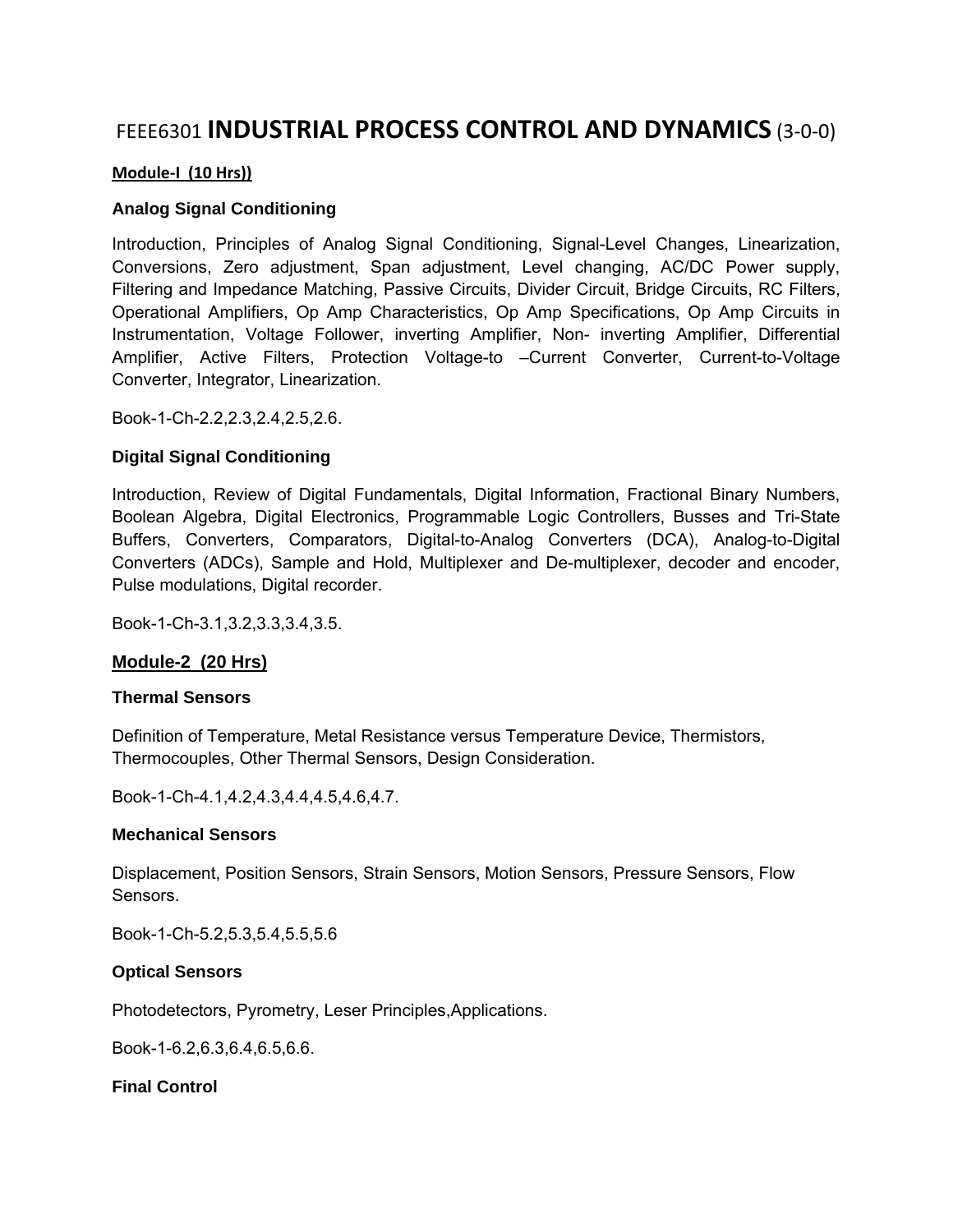# FEEE6301 **INDUSTRIAL PROCESS CONTROL AND DYNAMICS** (3-0-0)

**Module-I (10 Hrs))**

### Analog Signal Conditioning

Introduction, Principles of Analog Signal Conditioning, Signal-Level Changes, Linearization, Conversions, Zero adjustment, Span adjustment, Level changing, AC/DC Power supply, Filtering and Impedance Matching, Passive Circuits, Divider Circuit, Bridge Circuits, RC Filters, Operational Amplifiers, Op Amp Characteristics, Op Amp Specifications, Op Amp Circuits in Instrumentation, Voltage Follower, inverting Amplifier, Non- inverting Amplifier, Differential Amplifier, Active Filters, Protection Voltage-to –Current Converter, Current-to-Voltage Converter, Integrator, Linearization.

Book-1-Ch-2.2,2.3,2.4,2.5,2.6.

### Digital Signal Conditioning

Introduction, Review of Digital Fundamentals, Digital Information, Fractional Binary Numbers, Boolean Algebra, Digital Electronics, Programmable Logic Controllers, Busses and Tri-State Buffers, Converters, Comparators, Digital-to-Analog Converters (DCA), Analog-to-Digital Converters (ADCs), Sample and Hold, Multiplexer and De-multiplexer, decoder and encoder, Pulse modulations, Digital recorder.

Book-1-Ch-3.1,3.2,3.3,3.4,3.5.

**Module-2 (20 Hrs)**

### Thermal Sensors

Definition of Temperature, Metal Resistance versus Temperature Device, Thermistors, Thermocouples, Other Thermal Sensors, Design Consideration.

Book-1-Ch-4.1,4.2,4.3,4.4,4.5,4.6,4.7.

### Mechanical Sensors

Displacement, Position Sensors, Strain Sensors, Motion Sensors, Pressure Sensors, Flow Sensors.

Book-1-Ch-5.2,5.3,5.4,5.5,5.6

### Optical Sensors

Photodetectors, Pyrometry, Leser Principles,Applications.

Book-1-6.2,6.3,6.4,6.5,6.6.

### Final Control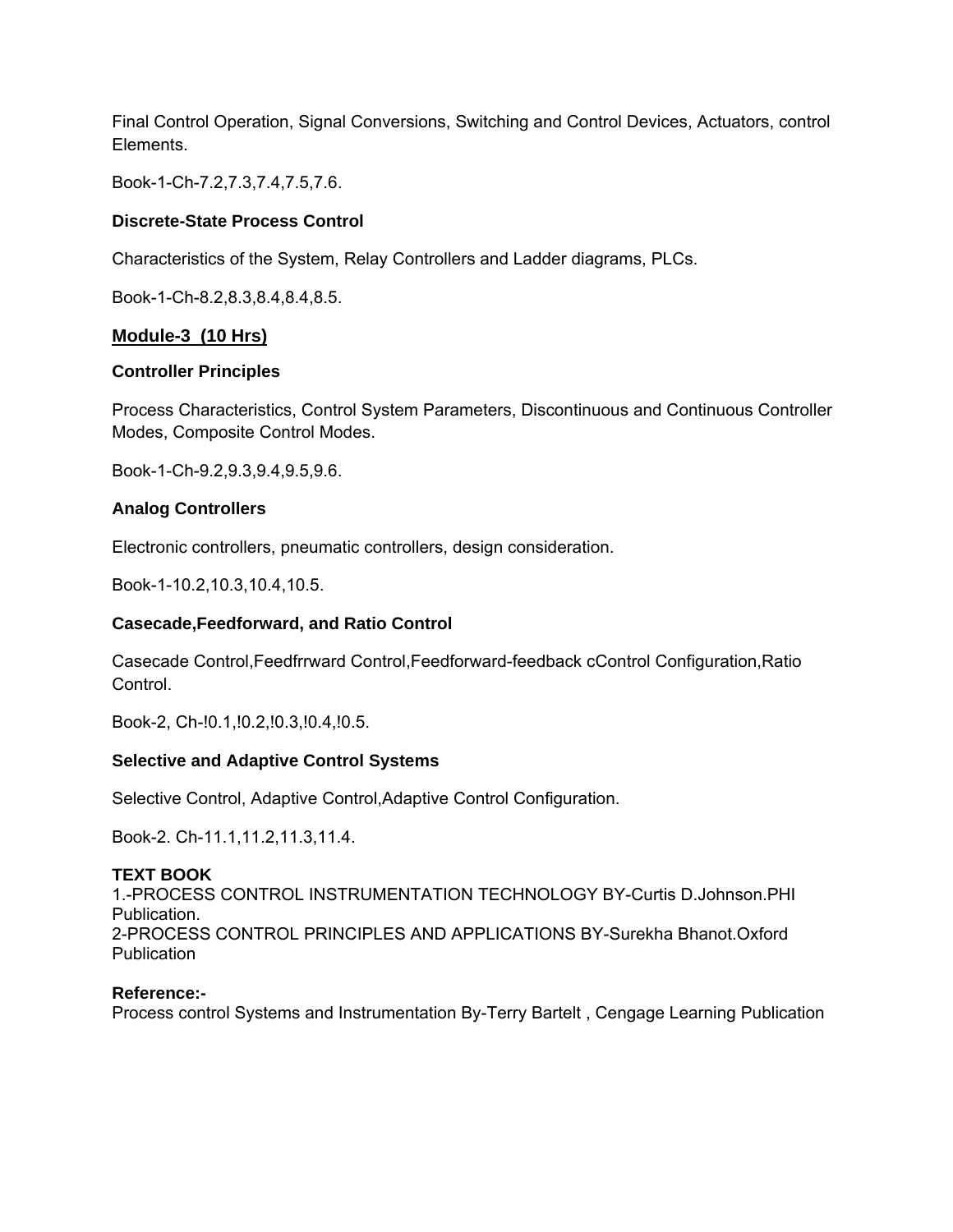Final Control Operation, Signal Conversions, Switching and Control Devices, Actuators, control Elements.

Book-1-Ch-7.2,7.3,7.4,7.5,7.6.

**Discrete-State Process Control**

Characteristics of the System, Relay Controllers and Ladder diagrams, PLCs.

Book-1-Ch-8.2,8.3,8.4,8.4,8.5.

## **Module-3 (10 Hrs)**

**Controller Principles**

Process Characteristics, Control System Parameters, Discontinuous and Continuous Controller Modes, Composite Control Modes.

Book-1-Ch-9.2,9.3,9.4,9.5,9.6.

**Analog Controllers**

Electronic controllers, pneumatic controllers, design consideration.

Book-1-10.2,10.3,10.4,10.5.

**Casecade,Feedforward, and Ratio Control**

Casecade Control,Feedfrrward Control,Feedforward-feedback cControl Configuration,Ratio Control.

Book-2, Ch-!0.1,!0.2,!0.3,!0.4,!0.5.

**Selective and Adaptive Control Systems**

Selective Control, Adaptive Control,Adaptive Control Configuration.

Book-2. Ch-11.1,11.2,11.3,11.4.

**TEXT BOOK**
1.-PROCESS CONTROL INSTRUMENTATION TECHNOLOGY BY-Curtis D.Johnson.PHI Publication.
2-PROCESS CONTROL PRINCIPLES AND APPLICATIONS BY-Surekha Bhanot.Oxford Publication

**Reference:-**
Process control Systems and Instrumentation By-Terry Bartelt , Cengage Learning Publication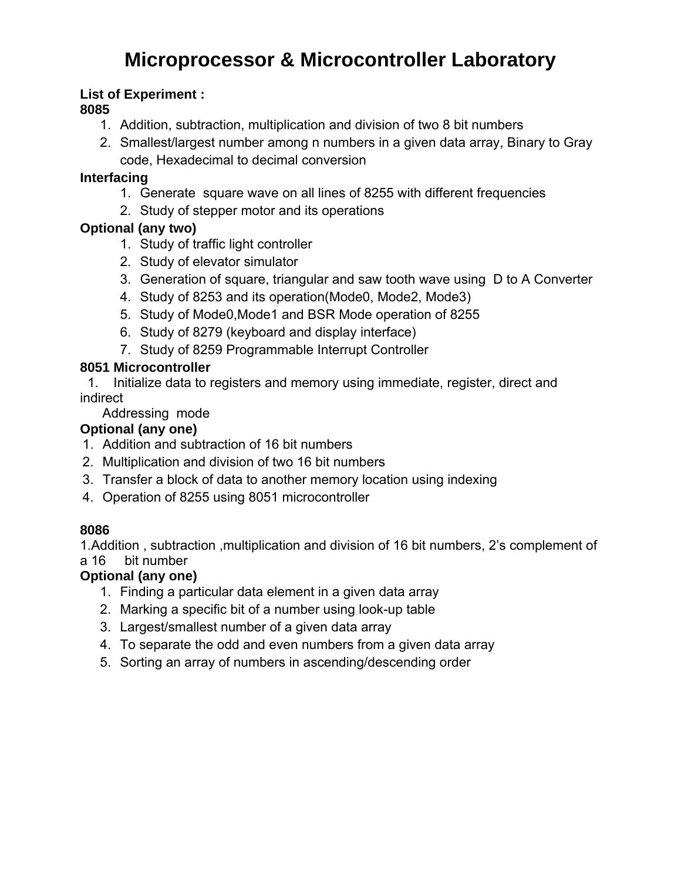# Microprocessor & Microcontroller Laboratory

**List of Experiment :**

**8085**

1. Addition, subtraction, multiplication and division of two 8 bit numbers
2. Smallest/largest number among n numbers in a given data array, Binary to Gray code, Hexadecimal to decimal conversion

**Interfacing**

1. Generate square wave on all lines of 8255 with different frequencies
2. Study of stepper motor and its operations

**Optional (any two)**

1. Study of traffic light controller
2. Study of elevator simulator
3. Generation of square, triangular and saw tooth wave using D to A Converter
4. Study of 8253 and its operation(Mode0, Mode2, Mode3)
5. Study of Mode0,Mode1 and BSR Mode operation of 8255
6. Study of 8279 (keyboard and display interface)
7. Study of 8259 Programmable Interrupt Controller

**8051 Microcontroller**

1. Initialize data to registers and memory using immediate, register, direct and indirect Addressing mode

**Optional (any one)**

1. Addition and subtraction of 16 bit numbers
2. Multiplication and division of two 16 bit numbers
3. Transfer a block of data to another memory location using indexing
4. Operation of 8255 using 8051 microcontroller

**8086**

1. Addition , subtraction ,multiplication and division of 16 bit numbers, 2's complement of a 16 bit number

**Optional (any one)**

1. Finding a particular data element in a given data array
2. Marking a specific bit of a number using look-up table
3. Largest/smallest number of a given data array
4. To separate the odd and even numbers from a given data array
5. Sorting an array of numbers in ascending/descending order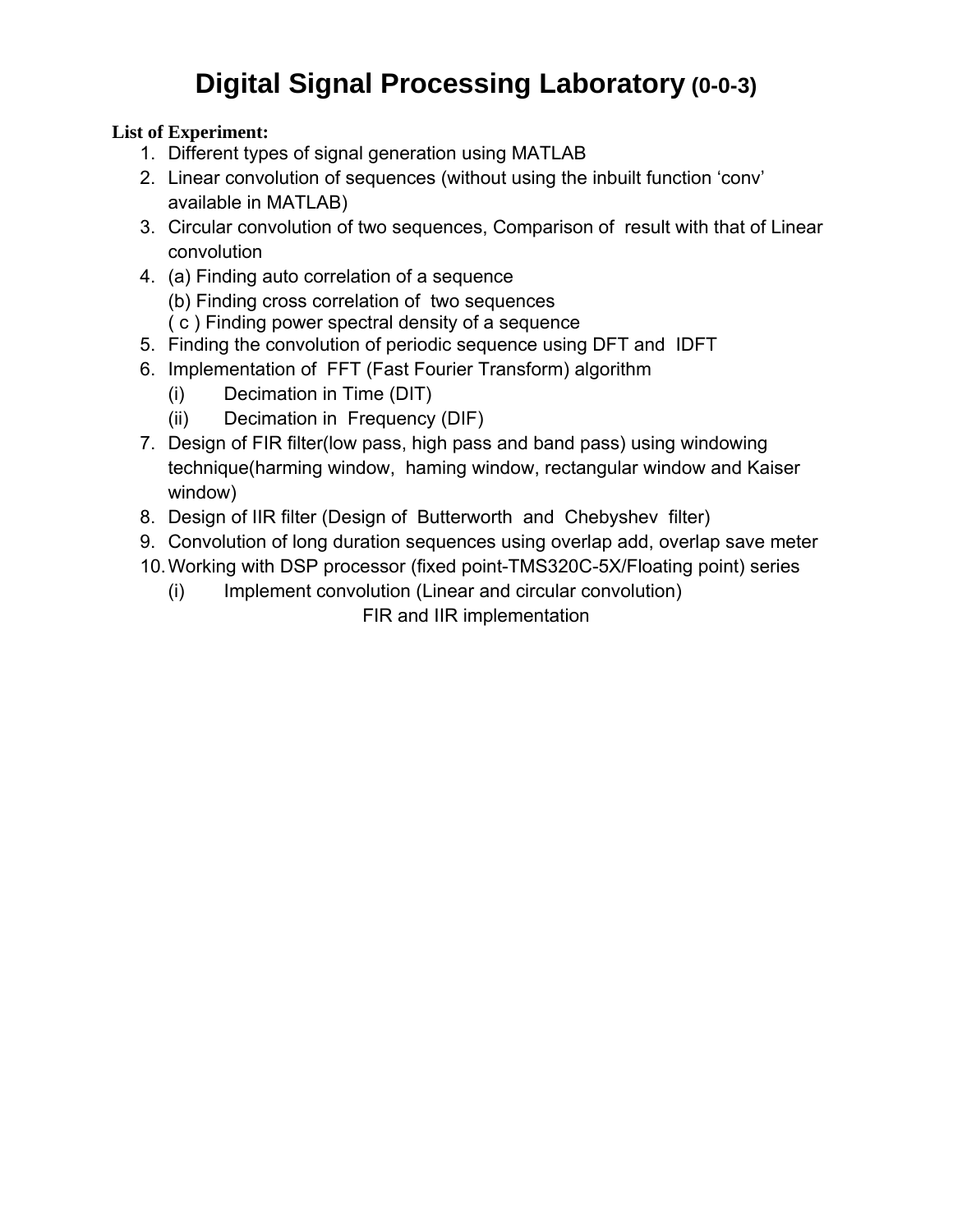# Digital Signal Processing Laboratory (0-0-3)

**List of Experiment:**

1. Different types of signal generation using MATLAB
2. Linear convolution of sequences (without using the inbuilt function 'conv' available in MATLAB)
3. Circular convolution of two sequences, Comparison of result with that of Linear convolution
4. (a) Finding auto correlation of a sequence
   (b) Finding cross correlation of two sequences
   ( c ) Finding power spectral density of a sequence
5. Finding the convolution of periodic sequence using DFT and IDFT
6. Implementation of FFT (Fast Fourier Transform) algorithm
   (i) Decimation in Time (DIT)
   (ii) Decimation in Frequency (DIF)
7. Design of FIR filter(low pass, high pass and band pass) using windowing technique(harming window, haming window, rectangular window and Kaiser window)
8. Design of IIR filter (Design of Butterworth and Chebyshev filter)
9. Convolution of long duration sequences using overlap add, overlap save meter
10. Working with DSP processor (fixed point-TMS320C-5X/Floating point) series
    (i) Implement convolution (Linear and circular convolution)
    FIR and IIR implementation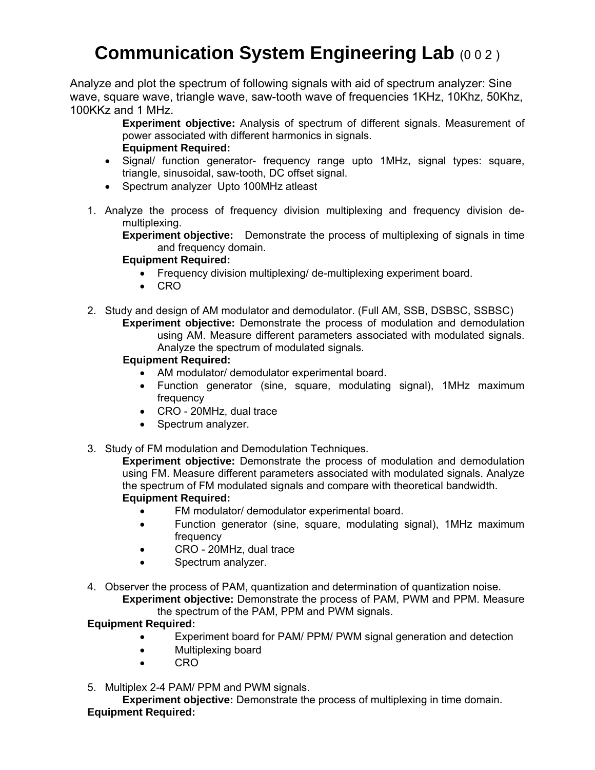# Communication System Engineering Lab (0 0 2 )

Analyze and plot the spectrum of following signals with aid of spectrum analyzer: Sine wave, square wave, triangle wave, saw-tooth wave of frequencies 1KHz, 10Khz, 50Khz, 100KKz and 1 MHz.

**Experiment objective:** Analysis of spectrum of different signals. Measurement of power associated with different harmonics in signals.

**Equipment Required:**

- Signal/ function generator- frequency range upto 1MHz, signal types: square, triangle, sinusoidal, saw-tooth, DC offset signal.
- Spectrum analyzer Upto 100MHz atleast

1. Analyze the process of frequency division multiplexing and frequency division de-multiplexing.

   **Experiment objective:** Demonstrate the process of multiplexing of signals in time and frequency domain.

   **Equipment Required:**

   - Frequency division multiplexing/ de-multiplexing experiment board.
   - CRO

2. Study and design of AM modulator and demodulator. (Full AM, SSB, DSBSC, SSBSC)

   **Experiment objective:** Demonstrate the process of modulation and demodulation using AM. Measure different parameters associated with modulated signals. Analyze the spectrum of modulated signals.

   **Equipment Required:**

   - AM modulator/ demodulator experimental board.
   - Function generator (sine, square, modulating signal), 1MHz maximum frequency
   - CRO - 20MHz, dual trace
   - Spectrum analyzer.

3. Study of FM modulation and Demodulation Techniques.

   **Experiment objective:** Demonstrate the process of modulation and demodulation using FM. Measure different parameters associated with modulated signals. Analyze the spectrum of FM modulated signals and compare with theoretical bandwidth.

   **Equipment Required:**

   - FM modulator/ demodulator experimental board.
   - Function generator (sine, square, modulating signal), 1MHz maximum frequency
   - CRO - 20MHz, dual trace
   - Spectrum analyzer.

4. Observer the process of PAM, quantization and determination of quantization noise.

   **Experiment objective:** Demonstrate the process of PAM, PWM and PPM. Measure the spectrum of the PAM, PPM and PWM signals.

   **Equipment Required:**

   - Experiment board for PAM/ PPM/ PWM signal generation and detection
   - Multiplexing board
   - CRO

5. Multiplex 2-4 PAM/ PPM and PWM signals.

   **Experiment objective:** Demonstrate the process of multiplexing in time domain.

   **Equipment Required:**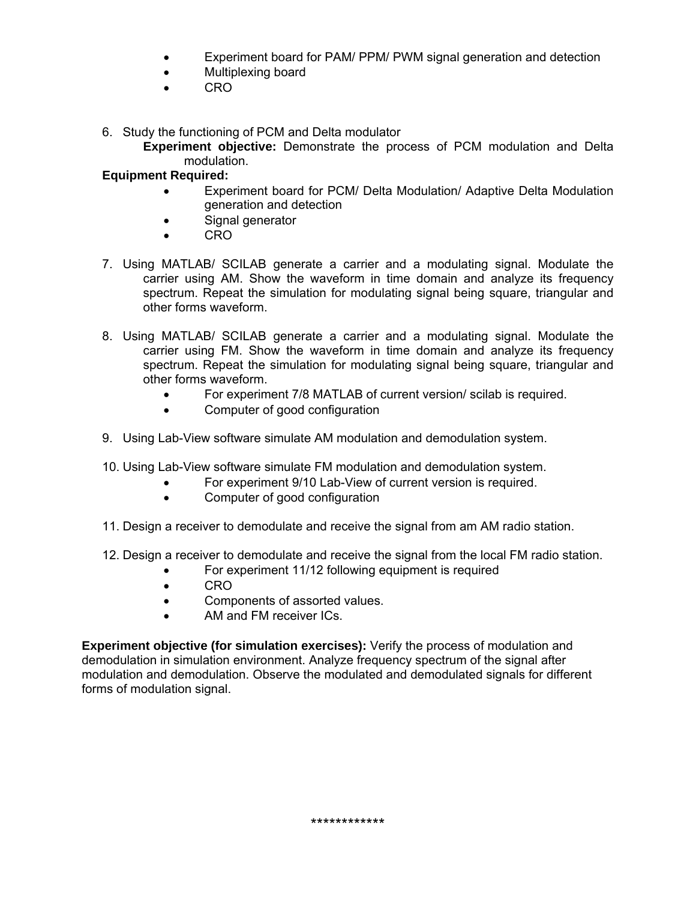- Experiment board for PAM/ PPM/ PWM signal generation and detection
- Multiplexing board
- CRO

6. Study the functioning of PCM and Delta modulator

   **Experiment objective:** Demonstrate the process of PCM modulation and Delta modulation.

**Equipment Required:**

- Experiment board for PCM/ Delta Modulation/ Adaptive Delta Modulation generation and detection
- Signal generator
- CRO

7. Using MATLAB/ SCILAB generate a carrier and a modulating signal. Modulate the carrier using AM. Show the waveform in time domain and analyze its frequency spectrum. Repeat the simulation for modulating signal being square, triangular and other forms waveform.

8. Using MATLAB/ SCILAB generate a carrier and a modulating signal. Modulate the carrier using FM. Show the waveform in time domain and analyze its frequency spectrum. Repeat the simulation for modulating signal being square, triangular and other forms waveform.
   - For experiment 7/8 MATLAB of current version/ scilab is required.
   - Computer of good configuration

9. Using Lab-View software simulate AM modulation and demodulation system.

10. Using Lab-View software simulate FM modulation and demodulation system.
    - For experiment 9/10 Lab-View of current version is required.
    - Computer of good configuration

11. Design a receiver to demodulate and receive the signal from am AM radio station.

12. Design a receiver to demodulate and receive the signal from the local FM radio station.
    - For experiment 11/12 following equipment is required
    - CRO
    - Components of assorted values.
    - AM and FM receiver ICs.

**Experiment objective (for simulation exercises):** Verify the process of modulation and demodulation in simulation environment. Analyze frequency spectrum of the signal after modulation and demodulation. Observe the modulated and demodulated signals for different forms of modulation signal.

************